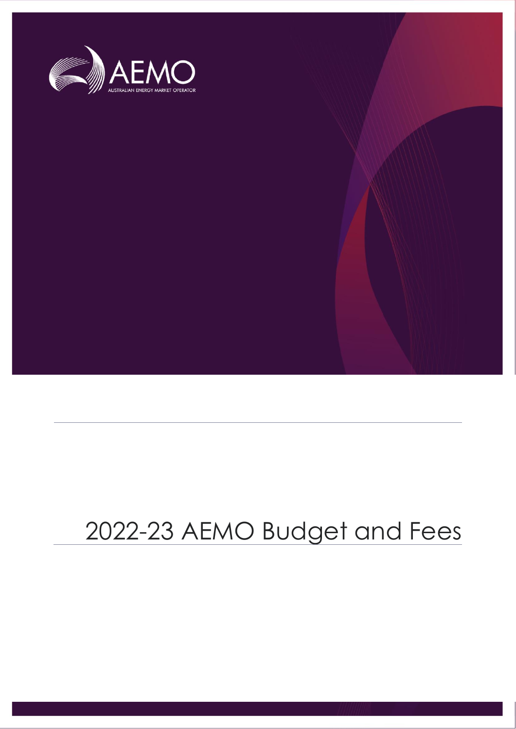AEMO

AUSTRALIAN ENERGY MARKET OPERATOR

# 2022-23 AEMO Budget and Fees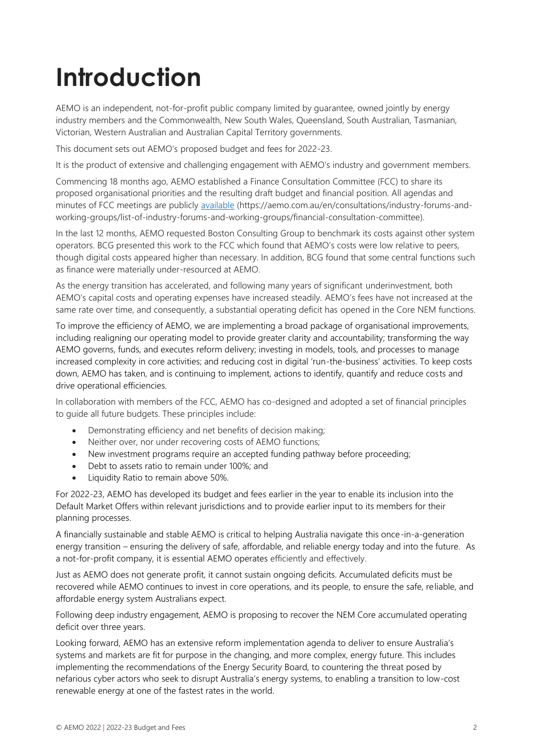# Introduction

AEMO is an independent, not-for-profit public company limited by guarantee, owned jointly by energy industry members and the Commonwealth, New South Wales, Queensland, South Australian, Tasmanian, Victorian, Western Australian and Australian Capital Territory governments.

This document sets out AEMO's proposed budget and fees for 2022-23.

It is the product of extensive and challenging engagement with AEMO's industry and government members.

Commencing 18 months ago, AEMO established a Finance Consultation Committee (FCC) to share its proposed organisational priorities and the resulting draft budget and financial position. All agendas and minutes of FCC meetings are publicly [available](https://aemo.com.au/en/consultations/industry-forums-and-working-groups/list-of-industry-forums-and-working-groups/financial-consultation-committee) (https://aemo.com.au/en/consultations/industry-forums-and-working-groups/list-of-industry-forums-and-working-groups/financial-consultation-committee).

In the last 12 months, AEMO requested Boston Consulting Group to benchmark its costs against other system operators. BCG presented this work to the FCC which found that AEMO's costs were low relative to peers, though digital costs appeared higher than necessary. In addition, BCG found that some central functions such as finance were materially under-resourced at AEMO.

As the energy transition has accelerated, and following many years of significant underinvestment, both AEMO's capital costs and operating expenses have increased steadily. AEMO's fees have not increased at the same rate over time, and consequently, a substantial operating deficit has opened in the Core NEM functions.

To improve the efficiency of AEMO, we are implementing a broad package of organisational improvements, including realigning our operating model to provide greater clarity and accountability; transforming the way AEMO governs, funds, and executes reform delivery; investing in models, tools, and processes to manage increased complexity in core activities; and reducing cost in digital 'run-the-business' activities. To keep costs down, AEMO has taken, and is continuing to implement, actions to identify, quantify and reduce costs and drive operational efficiencies.

In collaboration with members of the FCC, AEMO has co-designed and adopted a set of financial principles to guide all future budgets. These principles include:

- Demonstrating efficiency and net benefits of decision making;
- Neither over, nor under recovering costs of AEMO functions;
- New investment programs require an accepted funding pathway before proceeding;
- Debt to assets ratio to remain under 100%; and
- Liquidity Ratio to remain above 50%.

For 2022-23, AEMO has developed its budget and fees earlier in the year to enable its inclusion into the Default Market Offers within relevant jurisdictions and to provide earlier input to its members for their planning processes.

A financially sustainable and stable AEMO is critical to helping Australia navigate this once-in-a-generation energy transition – ensuring the delivery of safe, affordable, and reliable energy today and into the future. As a not-for-profit company, it is essential AEMO operates efficiently and effectively.

Just as AEMO does not generate profit, it cannot sustain ongoing deficits. Accumulated deficits must be recovered while AEMO continues to invest in core operations, and its people, to ensure the safe, reliable, and affordable energy system Australians expect.

Following deep industry engagement, AEMO is proposing to recover the NEM Core accumulated operating deficit over three years.

Looking forward, AEMO has an extensive reform implementation agenda to deliver to ensure Australia's systems and markets are fit for purpose in the changing, and more complex, energy future. This includes implementing the recommendations of the Energy Security Board, to countering the threat posed by nefarious cyber actors who seek to disrupt Australia's energy systems, to enabling a transition to low-cost renewable energy at one of the fastest rates in the world.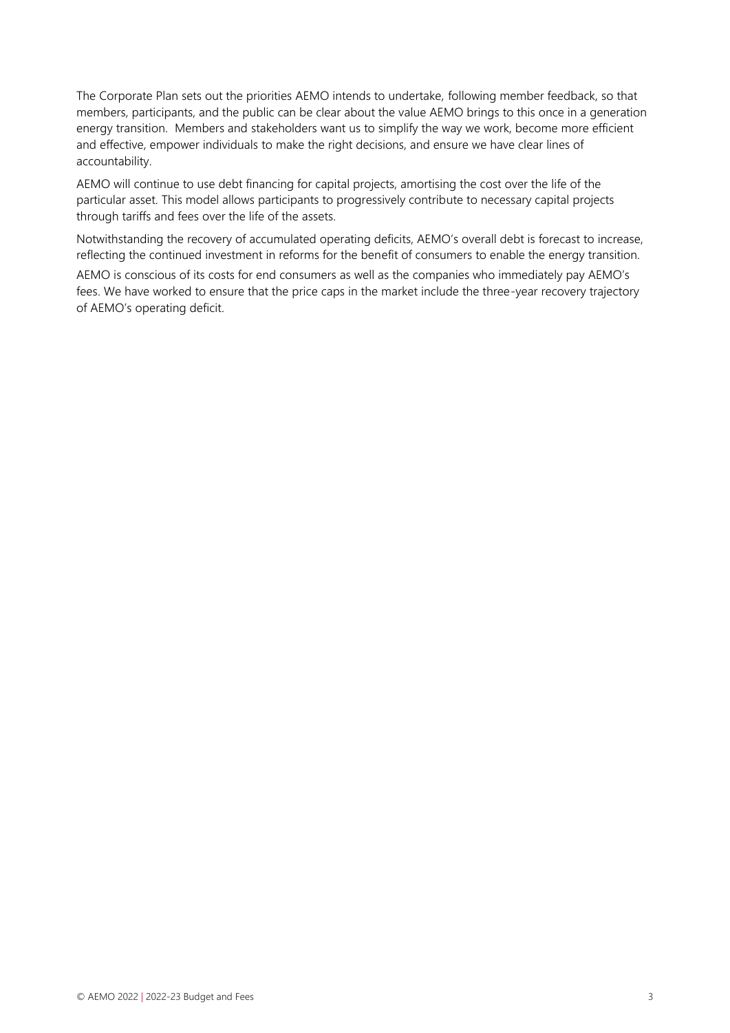The Corporate Plan sets out the priorities AEMO intends to undertake, following member feedback, so that members, participants, and the public can be clear about the value AEMO brings to this once in a generation energy transition. Members and stakeholders want us to simplify the way we work, become more efficient and effective, empower individuals to make the right decisions, and ensure we have clear lines of accountability.

AEMO will continue to use debt financing for capital projects, amortising the cost over the life of the particular asset. This model allows participants to progressively contribute to necessary capital projects through tariffs and fees over the life of the assets.

Notwithstanding the recovery of accumulated operating deficits, AEMO's overall debt is forecast to increase, reflecting the continued investment in reforms for the benefit of consumers to enable the energy transition.

AEMO is conscious of its costs for end consumers as well as the companies who immediately pay AEMO's fees. We have worked to ensure that the price caps in the market include the three-year recovery trajectory of AEMO's operating deficit.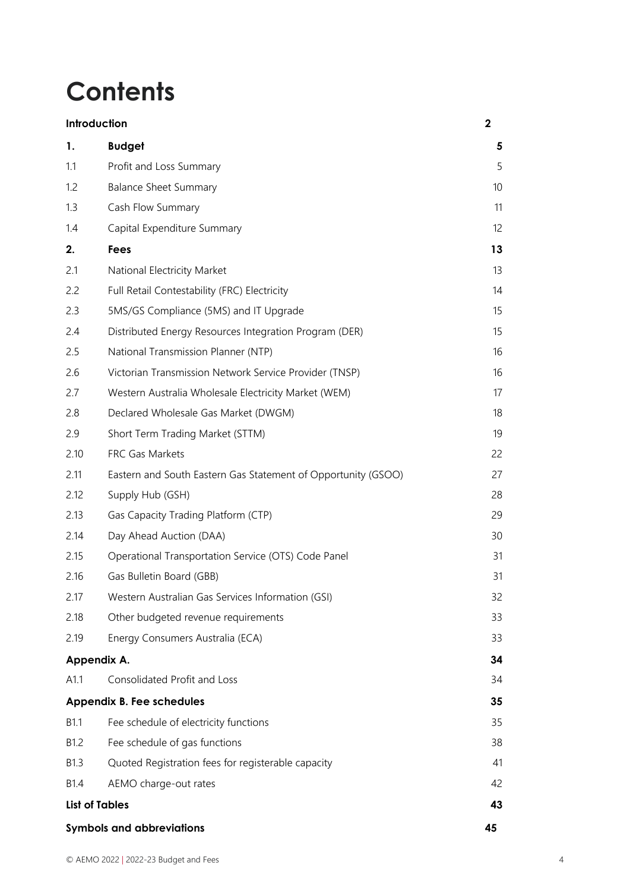# Contents

| | | |
|---|---|---|
| **Introduction** | | **2** |
| **1.** | **Budget** | **5** |
| 1.1 | Profit and Loss Summary | 5 |
| 1.2 | Balance Sheet Summary | 10 |
| 1.3 | Cash Flow Summary | 11 |
| 1.4 | Capital Expenditure Summary | 12 |
| **2.** | **Fees** | **13** |
| 2.1 | National Electricity Market | 13 |
| 2.2 | Full Retail Contestability (FRC) Electricity | 14 |
| 2.3 | 5MS/GS Compliance (5MS) and IT Upgrade | 15 |
| 2.4 | Distributed Energy Resources Integration Program (DER) | 15 |
| 2.5 | National Transmission Planner (NTP) | 16 |
| 2.6 | Victorian Transmission Network Service Provider (TNSP) | 16 |
| 2.7 | Western Australia Wholesale Electricity Market (WEM) | 17 |
| 2.8 | Declared Wholesale Gas Market (DWGM) | 18 |
| 2.9 | Short Term Trading Market (STTM) | 19 |
| 2.10 | FRC Gas Markets | 22 |
| 2.11 | Eastern and South Eastern Gas Statement of Opportunity (GSOO) | 27 |
| 2.12 | Supply Hub (GSH) | 28 |
| 2.13 | Gas Capacity Trading Platform (CTP) | 29 |
| 2.14 | Day Ahead Auction (DAA) | 30 |
| 2.15 | Operational Transportation Service (OTS) Code Panel | 31 |
| 2.16 | Gas Bulletin Board (GBB) | 31 |
| 2.17 | Western Australian Gas Services Information (GSI) | 32 |
| 2.18 | Other budgeted revenue requirements | 33 |
| 2.19 | Energy Consumers Australia (ECA) | 33 |
| **Appendix A.** | | **34** |
| A1.1 | Consolidated Profit and Loss | 34 |
| **Appendix B. Fee schedules** | | **35** |
| B1.1 | Fee schedule of electricity functions | 35 |
| B1.2 | Fee schedule of gas functions | 38 |
| B1.3 | Quoted Registration fees for registerable capacity | 41 |
| B1.4 | AEMO charge-out rates | 42 |
| **List of Tables** | | **43** |
| **Symbols and abbreviations** | | **45** |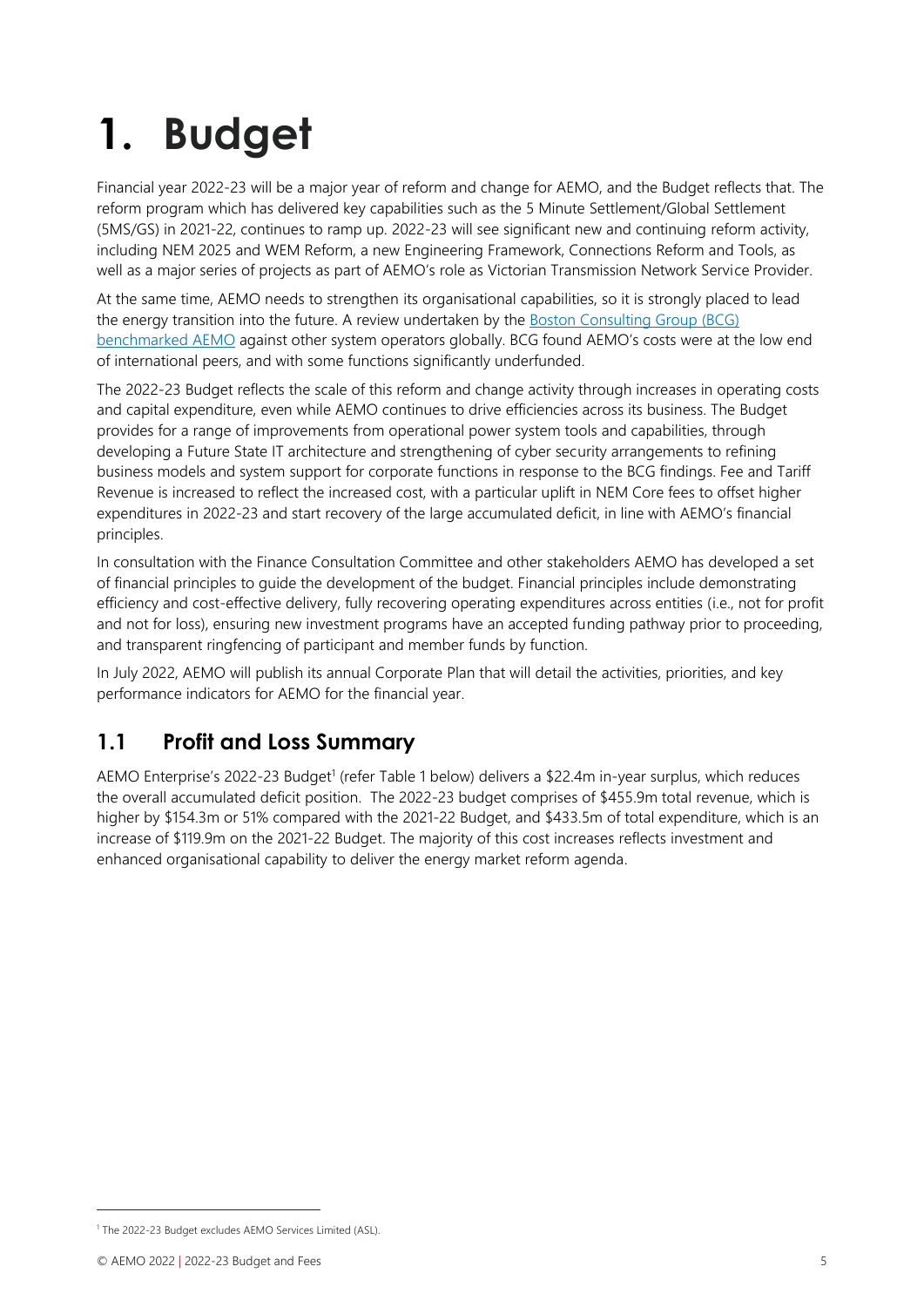# 1. Budget

Financial year 2022-23 will be a major year of reform and change for AEMO, and the Budget reflects that. The reform program which has delivered key capabilities such as the 5 Minute Settlement/Global Settlement (5MS/GS) in 2021-22, continues to ramp up. 2022-23 will see significant new and continuing reform activity, including NEM 2025 and WEM Reform, a new Engineering Framework, Connections Reform and Tools, as well as a major series of projects as part of AEMO's role as Victorian Transmission Network Service Provider.

At the same time, AEMO needs to strengthen its organisational capabilities, so it is strongly placed to lead the energy transition into the future. A review undertaken by the Boston Consulting Group (BCG) benchmarked AEMO against other system operators globally. BCG found AEMO's costs were at the low end of international peers, and with some functions significantly underfunded.

The 2022-23 Budget reflects the scale of this reform and change activity through increases in operating costs and capital expenditure, even while AEMO continues to drive efficiencies across its business. The Budget provides for a range of improvements from operational power system tools and capabilities, through developing a Future State IT architecture and strengthening of cyber security arrangements to refining business models and system support for corporate functions in response to the BCG findings. Fee and Tariff Revenue is increased to reflect the increased cost, with a particular uplift in NEM Core fees to offset higher expenditures in 2022-23 and start recovery of the large accumulated deficit, in line with AEMO's financial principles.

In consultation with the Finance Consultation Committee and other stakeholders AEMO has developed a set of financial principles to guide the development of the budget. Financial principles include demonstrating efficiency and cost-effective delivery, fully recovering operating expenditures across entities (i.e., not for profit and not for loss), ensuring new investment programs have an accepted funding pathway prior to proceeding, and transparent ringfencing of participant and member funds by function.

In July 2022, AEMO will publish its annual Corporate Plan that will detail the activities, priorities, and key performance indicators for AEMO for the financial year.

## 1.1 Profit and Loss Summary

AEMO Enterprise's 2022-23 Budget[1] (refer Table 1 below) delivers a $22.4m in-year surplus, which reduces the overall accumulated deficit position. The 2022-23 budget comprises of $455.9m total revenue, which is higher by $154.3m or 51% compared with the 2021-22 Budget, and $433.5m of total expenditure, which is an increase of $119.9m on the 2021-22 Budget. The majority of this cost increases reflects investment and enhanced organisational capability to deliver the energy market reform agenda.

[1] The 2022-23 Budget excludes AEMO Services Limited (ASL).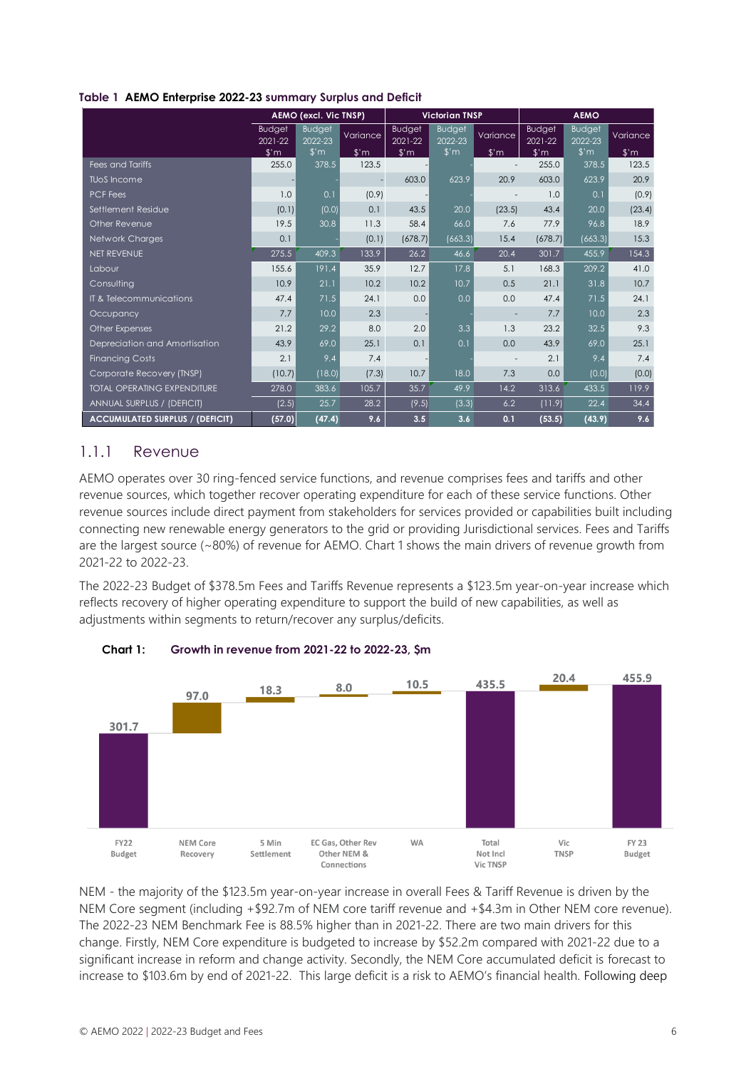**Table 1 AEMO Enterprise 2022-23 summary Surplus and Deficit**

| | AEMO (excl. Vic TNSP) | | | Victorian TNSP | | | AEMO | | |
|---|---|---|---|---|---|---|---|---|---|
| | Budget 2021-22 $'m | Budget 2022-23 $'m | Variance $'m | Budget 2021-22 $'m | Budget 2022-23 $'m | Variance $'m | Budget 2021-22 $'m | Budget 2022-23 $'m | Variance $'m |
| Fees and Tariffs | 255.0 | 378.5 | 123.5 | - | - | - | 255.0 | 378.5 | 123.5 |
| TUoS Income | - | - | - | 603.0 | 623.9 | 20.9 | 603.0 | 623.9 | 20.9 |
| PCF Fees | 1.0 | 0.1 | (0.9) | - | - | - | 1.0 | 0.1 | (0.9) |
| Settlement Residue | (0.1) | (0.0) | 0.1 | 43.5 | 20.0 | (23.5) | 43.4 | 20.0 | (23.4) |
| Other Revenue | 19.5 | 30.8 | 11.3 | 58.4 | 66.0 | 7.6 | 77.9 | 96.8 | 18.9 |
| Network Charges | 0.1 | - | (0.1) | (678.7) | (663.3) | 15.4 | (678.7) | (663.3) | 15.3 |
| NET REVENUE | 275.5 | 409.3 | 133.9 | 26.2 | 46.6 | 20.4 | 301.7 | 455.9 | 154.3 |
| Labour | 155.6 | 191.4 | 35.9 | 12.7 | 17.8 | 5.1 | 168.3 | 209.2 | 41.0 |
| Consulting | 10.9 | 21.1 | 10.2 | 10.2 | 10.7 | 0.5 | 21.1 | 31.8 | 10.7 |
| IT & Telecommunications | 47.4 | 71.5 | 24.1 | 0.0 | 0.0 | 0.0 | 47.4 | 71.5 | 24.1 |
| Occupancy | 7.7 | 10.0 | 2.3 | - | - | - | 7.7 | 10.0 | 2.3 |
| Other Expenses | 21.2 | 29.2 | 8.0 | 2.0 | 3.3 | 1.3 | 23.2 | 32.5 | 9.3 |
| Depreciation and Amortisation | 43.9 | 69.0 | 25.1 | 0.1 | 0.1 | 0.0 | 43.9 | 69.0 | 25.1 |
| Financing Costs | 2.1 | 9.4 | 7.4 | - | - | - | 2.1 | 9.4 | 7.4 |
| Corporate Recovery (TNSP) | (10.7) | (18.0) | (7.3) | 10.7 | 18.0 | 7.3 | 0.0 | (0.0) | (0.0) |
| TOTAL OPERATING EXPENDITURE | 278.0 | 383.6 | 105.7 | 35.7 | 49.9 | 14.2 | 313.6 | 433.5 | 119.9 |
| ANNUAL SURPLUS / (DEFICIT) | (2.5) | 25.7 | 28.2 | (9.5) | (3.3) | 6.2 | (11.9) | 22.4 | 34.4 |
| **ACCUMULATED SURPLUS / (DEFICIT)** | **(57.0)** | **(47.4)** | **9.6** | **3.5** | **3.6** | **0.1** | **(53.5)** | **(43.9)** | **9.6** |

### 1.1.1 Revenue

AEMO operates over 30 ring-fenced service functions, and revenue comprises fees and tariffs and other revenue sources, which together recover operating expenditure for each of these service functions. Other revenue sources include direct payment from stakeholders for services provided or capabilities built including connecting new renewable energy generators to the grid or providing Jurisdictional services. Fees and Tariffs are the largest source (~80%) of revenue for AEMO. Chart 1 shows the main drivers of revenue growth from 2021-22 to 2022-23.

The 2022-23 Budget of $378.5m Fees and Tariffs Revenue represents a $123.5m year-on-year increase which reflects recovery of higher operating expenditure to support the build of new capabilities, as well as adjustments within segments to return/recover any surplus/deficits.

**Chart 1: Growth in revenue from 2021-22 to 2022-23, $m**

| FY22 Budget | NEM Core Recovery | 5 Min Settlement | EC Gas, Other Rev Other NEM & Connections | WA | Total Not Incl Vic TNSP | Vic TNSP | FY 23 Budget |
|---|---|---|---|---|---|---|---|
| 301.7 | 97.0 | 18.3 | 8.0 | 10.5 | 435.5 | 20.4 | 455.9 |

NEM - the majority of the $123.5m year-on-year increase in overall Fees & Tariff Revenue is driven by the NEM Core segment (including +$92.7m of NEM core tariff revenue and +$4.3m in Other NEM core revenue). The 2022-23 NEM Benchmark Fee is 88.5% higher than in 2021-22. There are two main drivers for this change. Firstly, NEM Core expenditure is budgeted to increase by $52.2m compared with 2021-22 due to a significant increase in reform and change activity. Secondly, the NEM Core accumulated deficit is forecast to increase to $103.6m by end of 2021-22. This large deficit is a risk to AEMO's financial health. Following deep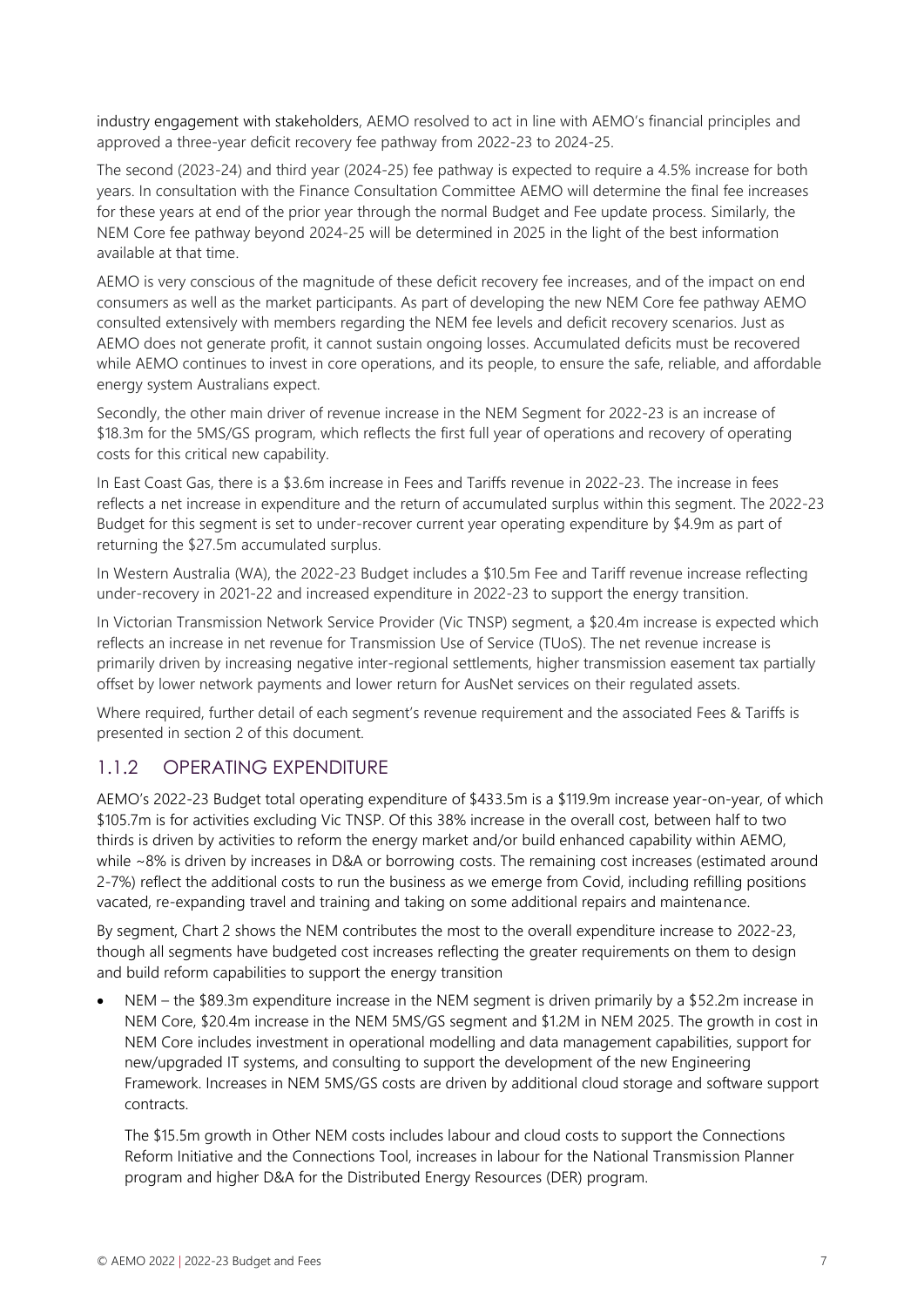industry engagement with stakeholders, AEMO resolved to act in line with AEMO's financial principles and approved a three-year deficit recovery fee pathway from 2022-23 to 2024-25.

The second (2023-24) and third year (2024-25) fee pathway is expected to require a 4.5% increase for both years. In consultation with the Finance Consultation Committee AEMO will determine the final fee increases for these years at end of the prior year through the normal Budget and Fee update process. Similarly, the NEM Core fee pathway beyond 2024-25 will be determined in 2025 in the light of the best information available at that time.

AEMO is very conscious of the magnitude of these deficit recovery fee increases, and of the impact on end consumers as well as the market participants. As part of developing the new NEM Core fee pathway AEMO consulted extensively with members regarding the NEM fee levels and deficit recovery scenarios. Just as AEMO does not generate profit, it cannot sustain ongoing losses. Accumulated deficits must be recovered while AEMO continues to invest in core operations, and its people, to ensure the safe, reliable, and affordable energy system Australians expect.

Secondly, the other main driver of revenue increase in the NEM Segment for 2022-23 is an increase of $18.3m for the 5MS/GS program, which reflects the first full year of operations and recovery of operating costs for this critical new capability.

In East Coast Gas, there is a $3.6m increase in Fees and Tariffs revenue in 2022-23. The increase in fees reflects a net increase in expenditure and the return of accumulated surplus within this segment. The 2022-23 Budget for this segment is set to under-recover current year operating expenditure by $4.9m as part of returning the $27.5m accumulated surplus.

In Western Australia (WA), the 2022-23 Budget includes a $10.5m Fee and Tariff revenue increase reflecting under-recovery in 2021-22 and increased expenditure in 2022-23 to support the energy transition.

In Victorian Transmission Network Service Provider (Vic TNSP) segment, a $20.4m increase is expected which reflects an increase in net revenue for Transmission Use of Service (TUoS). The net revenue increase is primarily driven by increasing negative inter-regional settlements, higher transmission easement tax partially offset by lower network payments and lower return for AusNet services on their regulated assets.

Where required, further detail of each segment's revenue requirement and the associated Fees & Tariffs is presented in section 2 of this document.

### 1.1.2 OPERATING EXPENDITURE

AEMO's 2022-23 Budget total operating expenditure of $433.5m is a $119.9m increase year-on-year, of which $105.7m is for activities excluding Vic TNSP. Of this 38% increase in the overall cost, between half to two thirds is driven by activities to reform the energy market and/or build enhanced capability within AEMO, while ~8% is driven by increases in D&A or borrowing costs. The remaining cost increases (estimated around 2-7%) reflect the additional costs to run the business as we emerge from Covid, including refilling positions vacated, re-expanding travel and training and taking on some additional repairs and maintenance.

By segment, Chart 2 shows the NEM contributes the most to the overall expenditure increase to 2022-23, though all segments have budgeted cost increases reflecting the greater requirements on them to design and build reform capabilities to support the energy transition

- NEM – the $89.3m expenditure increase in the NEM segment is driven primarily by a $52.2m increase in NEM Core, $20.4m increase in the NEM 5MS/GS segment and $1.2M in NEM 2025. The growth in cost in NEM Core includes investment in operational modelling and data management capabilities, support for new/upgraded IT systems, and consulting to support the development of the new Engineering Framework. Increases in NEM 5MS/GS costs are driven by additional cloud storage and software support contracts.

  The $15.5m growth in Other NEM costs includes labour and cloud costs to support the Connections Reform Initiative and the Connections Tool, increases in labour for the National Transmission Planner program and higher D&A for the Distributed Energy Resources (DER) program.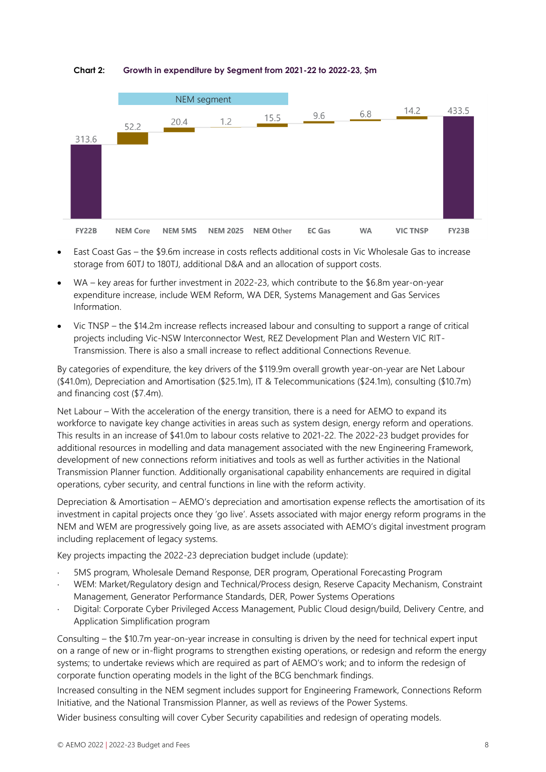**Chart 2: Growth in expenditure by Segment from 2021-22 to 2022-23, $m**

| | FY22B | NEM Core | NEM 5MS | NEM 2025 | NEM Other | EC Gas | WA | VIC TNSP | FY23B |
|---|---|---|---|---|---|---|---|---|---|
| $m | 313.6 | 52.2 | 20.4 | 1.2 | 15.5 | 9.6 | 6.8 | 14.2 | 433.5 |

NEM segment: NEM Core, NEM 5MS, NEM 2025, NEM Other

- East Coast Gas – the $9.6m increase in costs reflects additional costs in Vic Wholesale Gas to increase storage from 60TJ to 180TJ, additional D&A and an allocation of support costs.
- WA – key areas for further investment in 2022-23, which contribute to the $6.8m year-on-year expenditure increase, include WEM Reform, WA DER, Systems Management and Gas Services Information.
- Vic TNSP – the $14.2m increase reflects increased labour and consulting to support a range of critical projects including Vic-NSW Interconnector West, REZ Development Plan and Western VIC RIT-Transmission. There is also a small increase to reflect additional Connections Revenue.

By categories of expenditure, the key drivers of the $119.9m overall growth year-on-year are Net Labour ($41.0m), Depreciation and Amortisation ($25.1m), IT & Telecommunications ($24.1m), consulting ($10.7m) and financing cost ($7.4m).

Net Labour – With the acceleration of the energy transition, there is a need for AEMO to expand its workforce to navigate key change activities in areas such as system design, energy reform and operations. This results in an increase of $41.0m to labour costs relative to 2021-22. The 2022-23 budget provides for additional resources in modelling and data management associated with the new Engineering Framework, development of new connections reform initiatives and tools as well as further activities in the National Transmission Planner function. Additionally organisational capability enhancements are required in digital operations, cyber security, and central functions in line with the reform activity.

Depreciation & Amortisation – AEMO's depreciation and amortisation expense reflects the amortisation of its investment in capital projects once they 'go live'. Assets associated with major energy reform programs in the NEM and WEM are progressively going live, as are assets associated with AEMO's digital investment program including replacement of legacy systems.

Key projects impacting the 2022-23 depreciation budget include (update):

- 5MS program, Wholesale Demand Response, DER program, Operational Forecasting Program
- WEM: Market/Regulatory design and Technical/Process design, Reserve Capacity Mechanism, Constraint Management, Generator Performance Standards, DER, Power Systems Operations
- Digital: Corporate Cyber Privileged Access Management, Public Cloud design/build, Delivery Centre, and Application Simplification program

Consulting – the $10.7m year-on-year increase in consulting is driven by the need for technical expert input on a range of new or in-flight programs to strengthen existing operations, or redesign and reform the energy systems; to undertake reviews which are required as part of AEMO's work; and to inform the redesign of corporate function operating models in the light of the BCG benchmark findings.

Increased consulting in the NEM segment includes support for Engineering Framework, Connections Reform Initiative, and the National Transmission Planner, as well as reviews of the Power Systems.

Wider business consulting will cover Cyber Security capabilities and redesign of operating models.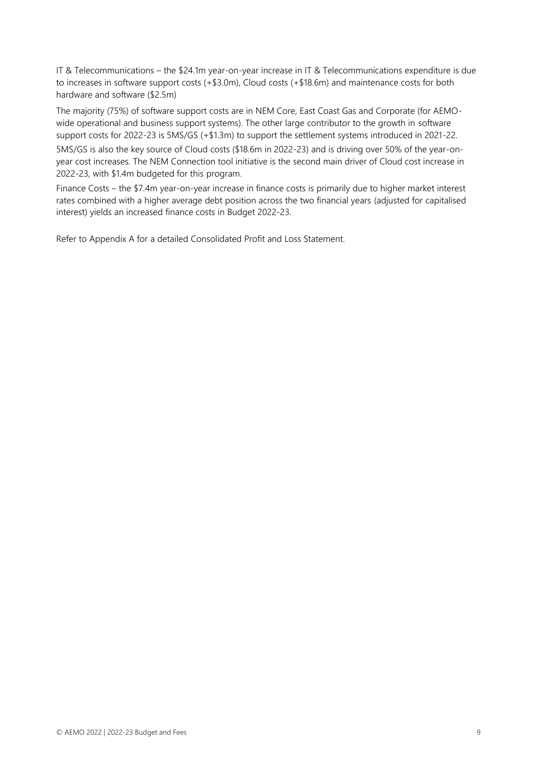IT & Telecommunications – the $24.1m year-on-year increase in IT & Telecommunications expenditure is due to increases in software support costs (+$3.0m), Cloud costs (+$18.6m) and maintenance costs for both hardware and software ($2.5m)

The majority (75%) of software support costs are in NEM Core, East Coast Gas and Corporate (for AEMO-wide operational and business support systems). The other large contributor to the growth in software support costs for 2022-23 is 5MS/GS (+$1.3m) to support the settlement systems introduced in 2021-22.

5MS/GS is also the key source of Cloud costs ($18.6m in 2022-23) and is driving over 50% of the year-on-year cost increases. The NEM Connection tool initiative is the second main driver of Cloud cost increase in 2022-23, with $1.4m budgeted for this program.

Finance Costs – the $7.4m year-on-year increase in finance costs is primarily due to higher market interest rates combined with a higher average debt position across the two financial years (adjusted for capitalised interest) yields an increased finance costs in Budget 2022-23.

Refer to Appendix A for a detailed Consolidated Profit and Loss Statement.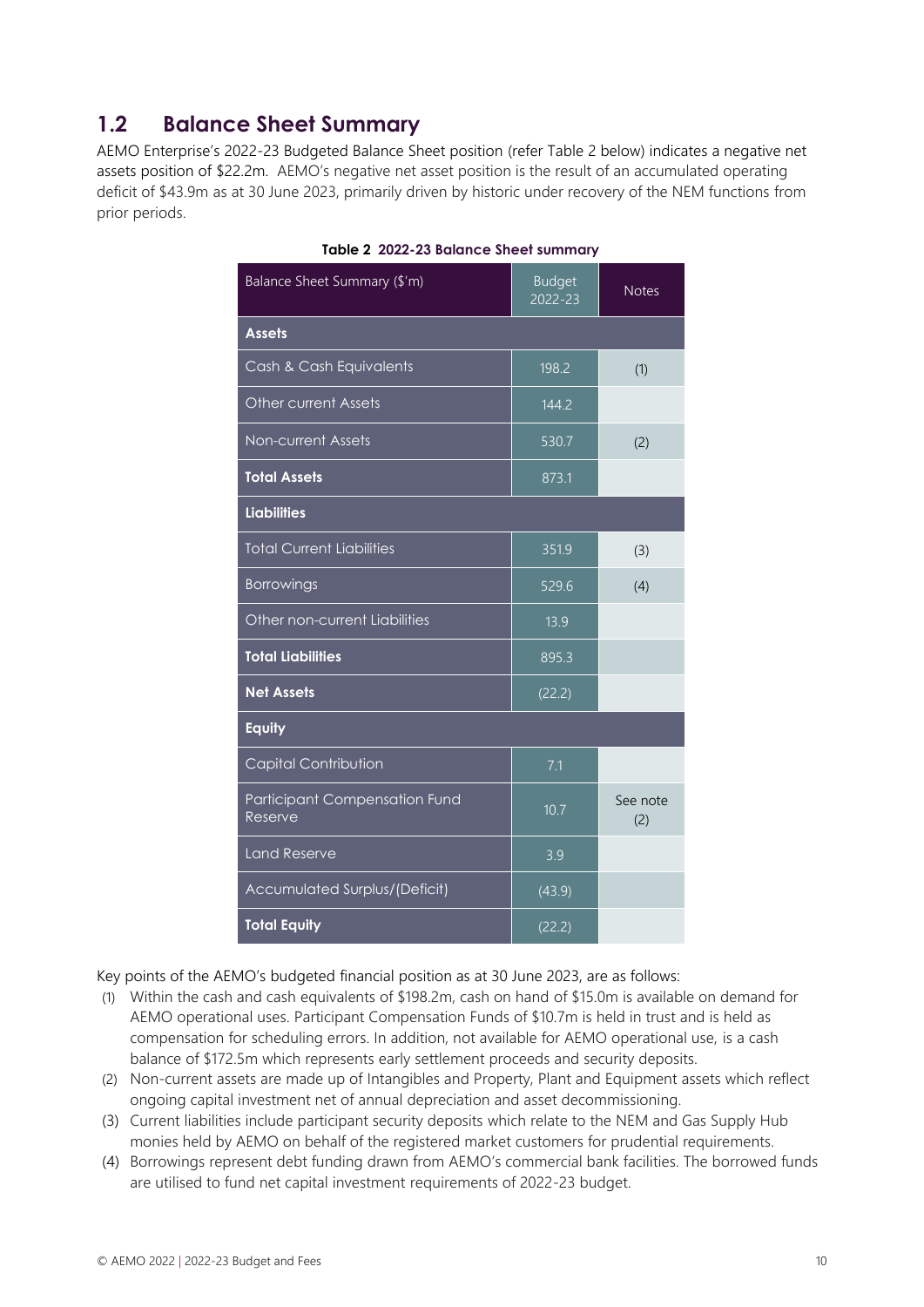## 1.2 Balance Sheet Summary

AEMO Enterprise's 2022-23 Budgeted Balance Sheet position (refer Table 2 below) indicates a negative net assets position of $22.2m. AEMO's negative net asset position is the result of an accumulated operating deficit of $43.9m as at 30 June 2023, primarily driven by historic under recovery of the NEM functions from prior periods.

**Table 2 2022-23 Balance Sheet summary**

| Balance Sheet Summary ($'m) | Budget 2022-23 | Notes |
|---|---|---|
| **Assets** | | |
| Cash & Cash Equivalents | 198.2 | (1) |
| Other current Assets | 144.2 | |
| Non-current Assets | 530.7 | (2) |
| **Total Assets** | 873.1 | |
| **Liabilities** | | |
| Total Current Liabilities | 351.9 | (3) |
| Borrowings | 529.6 | (4) |
| Other non-current Liabilities | 13.9 | |
| **Total Liabilities** | 895.3 | |
| **Net Assets** | (22.2) | |
| **Equity** | | |
| Capital Contribution | 7.1 | |
| Participant Compensation Fund Reserve | 10.7 | See note (2) |
| Land Reserve | 3.9 | |
| Accumulated Surplus/(Deficit) | (43.9) | |
| **Total Equity** | (22.2) | |

Key points of the AEMO's budgeted financial position as at 30 June 2023, are as follows:

(1) Within the cash and cash equivalents of $198.2m, cash on hand of $15.0m is available on demand for AEMO operational uses. Participant Compensation Funds of $10.7m is held in trust and is held as compensation for scheduling errors. In addition, not available for AEMO operational use, is a cash balance of $172.5m which represents early settlement proceeds and security deposits.

(2) Non-current assets are made up of Intangibles and Property, Plant and Equipment assets which reflect ongoing capital investment net of annual depreciation and asset decommissioning.

(3) Current liabilities include participant security deposits which relate to the NEM and Gas Supply Hub monies held by AEMO on behalf of the registered market customers for prudential requirements.

(4) Borrowings represent debt funding drawn from AEMO's commercial bank facilities. The borrowed funds are utilised to fund net capital investment requirements of 2022-23 budget.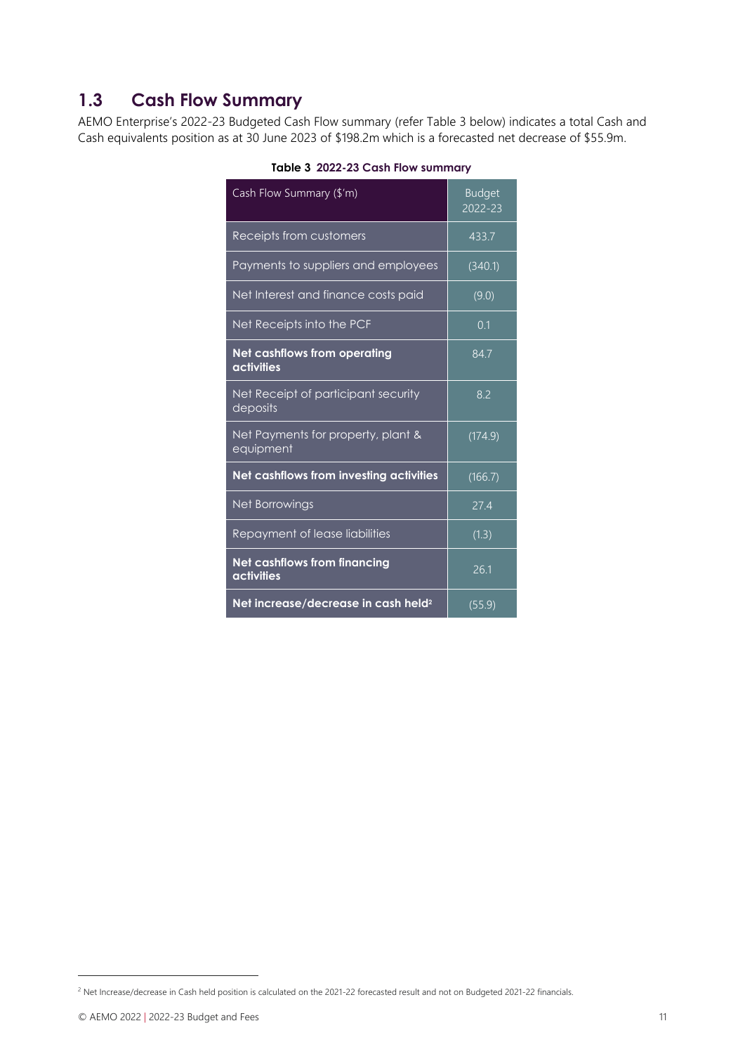## 1.3 Cash Flow Summary

AEMO Enterprise's 2022-23 Budgeted Cash Flow summary (refer Table 3 below) indicates a total Cash and Cash equivalents position as at 30 June 2023 of $198.2m which is a forecasted net decrease of $55.9m.

**Table 3 2022-23 Cash Flow summary**

| Cash Flow Summary ($'m) | Budget 2022-23 |
|---|---|
| Receipts from customers | 433.7 |
| Payments to suppliers and employees | (340.1) |
| Net Interest and finance costs paid | (9.0) |
| Net Receipts into the PCF | 0.1 |
| **Net cashflows from operating activities** | 84.7 |
| Net Receipt of participant security deposits | 8.2 |
| Net Payments for property, plant & equipment | (174.9) |
| **Net cashflows from investing activities** | (166.7) |
| Net Borrowings | 27.4 |
| Repayment of lease liabilities | (1.3) |
| **Net cashflows from financing activities** | 26.1 |
| **Net increase/decrease in cash held[2]** | (55.9) |

[2] Net Increase/decrease in Cash held position is calculated on the 2021-22 forecasted result and not on Budgeted 2021-22 financials.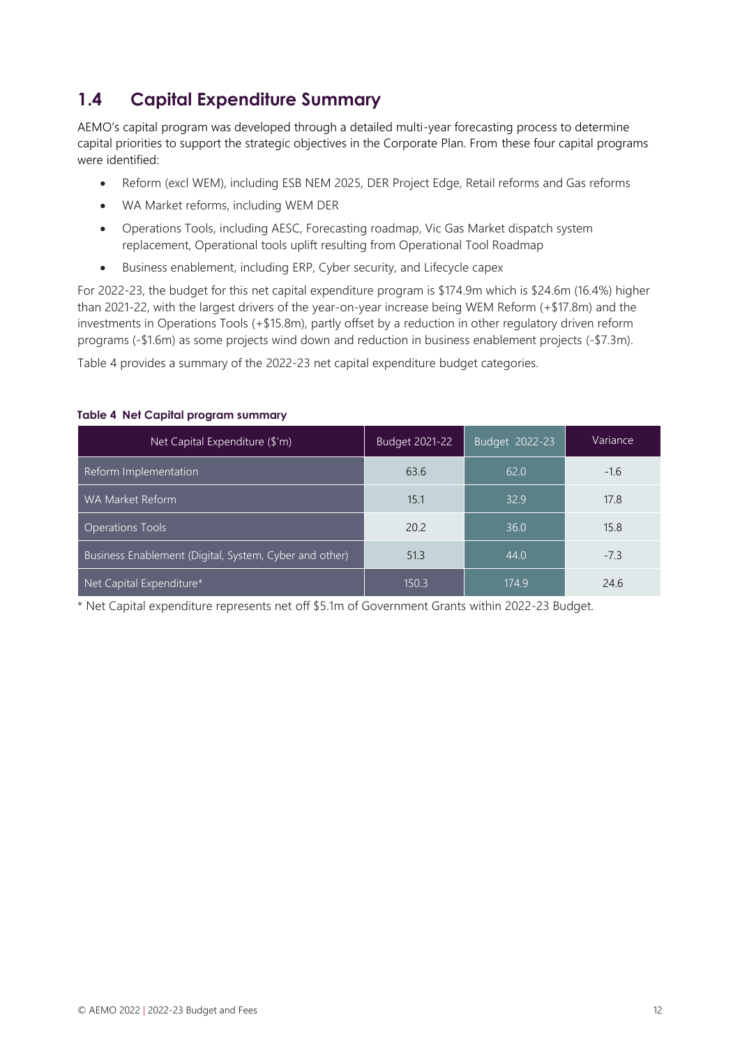## 1.4 Capital Expenditure Summary

AEMO's capital program was developed through a detailed multi-year forecasting process to determine capital priorities to support the strategic objectives in the Corporate Plan. From these four capital programs were identified:

- Reform (excl WEM), including ESB NEM 2025, DER Project Edge, Retail reforms and Gas reforms
- WA Market reforms, including WEM DER
- Operations Tools, including AESC, Forecasting roadmap, Vic Gas Market dispatch system replacement, Operational tools uplift resulting from Operational Tool Roadmap
- Business enablement, including ERP, Cyber security, and Lifecycle capex

For 2022-23, the budget for this net capital expenditure program is $174.9m which is $24.6m (16.4%) higher than 2021-22, with the largest drivers of the year-on-year increase being WEM Reform (+$17.8m) and the investments in Operations Tools (+$15.8m), partly offset by a reduction in other regulatory driven reform programs (-$1.6m) as some projects wind down and reduction in business enablement projects (-$7.3m).

Table 4 provides a summary of the 2022-23 net capital expenditure budget categories.

**Table 4 Net Capital program summary**

| Net Capital Expenditure ($'m) | Budget 2021-22 | Budget 2022-23 | Variance |
|---|---|---|---|
| Reform Implementation | 63.6 | 62.0 | -1.6 |
| WA Market Reform | 15.1 | 32.9 | 17.8 |
| Operations Tools | 20.2 | 36.0 | 15.8 |
| Business Enablement (Digital, System, Cyber and other) | 51.3 | 44.0 | -7.3 |
| Net Capital Expenditure* | 150.3 | 174.9 | 24.6 |

* Net Capital expenditure represents net off $5.1m of Government Grants within 2022-23 Budget.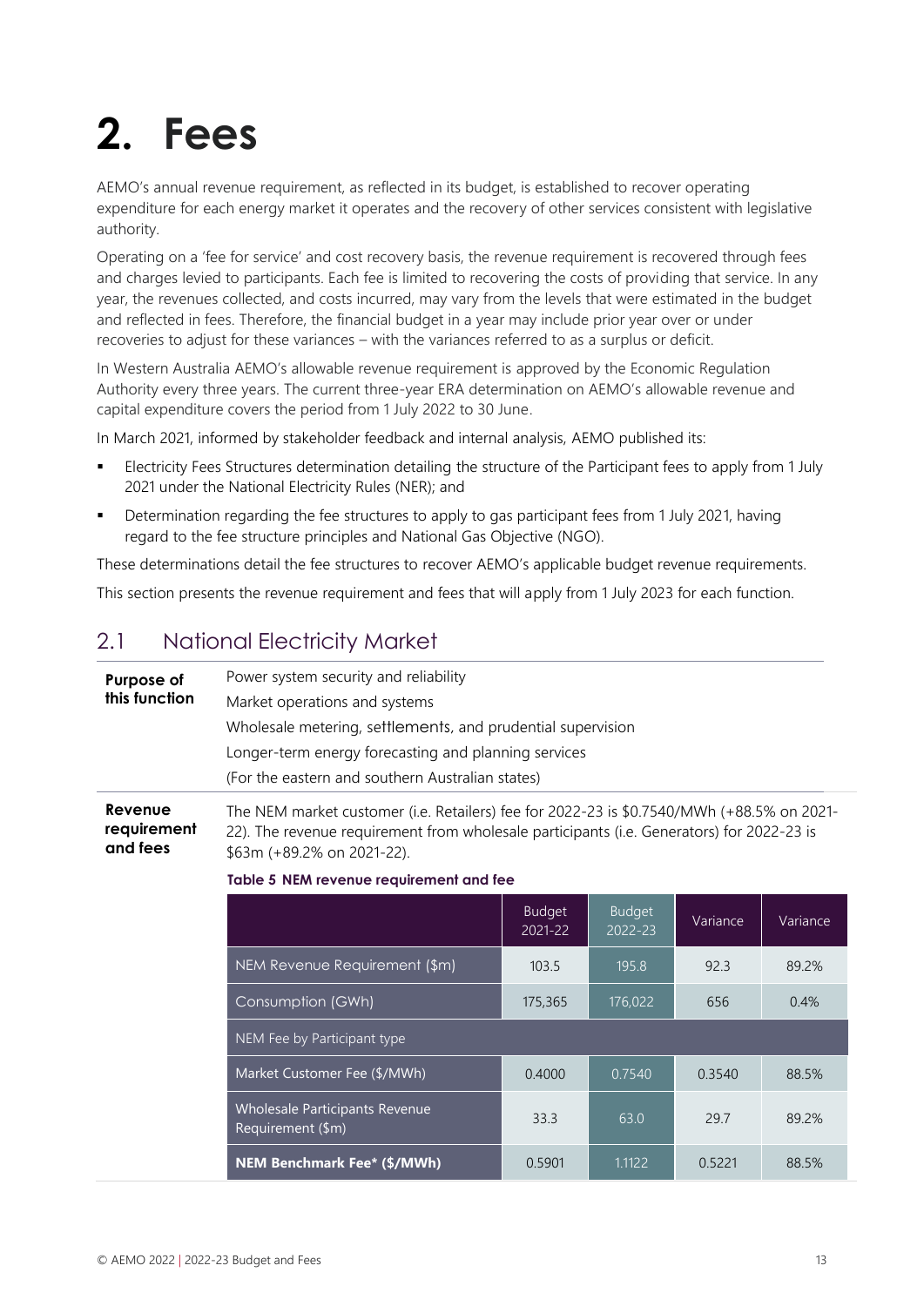# 2. Fees

AEMO's annual revenue requirement, as reflected in its budget, is established to recover operating expenditure for each energy market it operates and the recovery of other services consistent with legislative authority.

Operating on a 'fee for service' and cost recovery basis, the revenue requirement is recovered through fees and charges levied to participants. Each fee is limited to recovering the costs of providing that service. In any year, the revenues collected, and costs incurred, may vary from the levels that were estimated in the budget and reflected in fees. Therefore, the financial budget in a year may include prior year over or under recoveries to adjust for these variances – with the variances referred to as a surplus or deficit.

In Western Australia AEMO's allowable revenue requirement is approved by the Economic Regulation Authority every three years. The current three-year ERA determination on AEMO's allowable revenue and capital expenditure covers the period from 1 July 2022 to 30 June.

In March 2021, informed by stakeholder feedback and internal analysis, AEMO published its:

- Electricity Fees Structures determination detailing the structure of the Participant fees to apply from 1 July 2021 under the National Electricity Rules (NER); and
- Determination regarding the fee structures to apply to gas participant fees from 1 July 2021, having regard to the fee structure principles and National Gas Objective (NGO).

These determinations detail the fee structures to recover AEMO's applicable budget revenue requirements.

This section presents the revenue requirement and fees that will apply from 1 July 2023 for each function.

## 2.1 National Electricity Market

**Purpose of this function**

Power system security and reliability

Market operations and systems

Wholesale metering, settlements, and prudential supervision

Longer-term energy forecasting and planning services

(For the eastern and southern Australian states)

**Revenue requirement and fees**

The NEM market customer (i.e. Retailers) fee for 2022-23 is $0.7540/MWh (+88.5% on 2021-22). The revenue requirement from wholesale participants (i.e. Generators) for 2022-23 is $63m (+89.2% on 2021-22).

**Table 5 NEM revenue requirement and fee**

| | Budget 2021-22 | Budget 2022-23 | Variance | Variance |
|---|---|---|---|---|
| NEM Revenue Requirement ($m) | 103.5 | 195.8 | 92.3 | 89.2% |
| Consumption (GWh) | 175,365 | 176,022 | 656 | 0.4% |
| NEM Fee by Participant type | | | | |
| Market Customer Fee ($/MWh) | 0.4000 | 0.7540 | 0.3540 | 88.5% |
| Wholesale Participants Revenue Requirement ($m) | 33.3 | 63.0 | 29.7 | 89.2% |
| **NEM Benchmark Fee* ($/MWh)** | 0.5901 | 1.1122 | 0.5221 | 88.5% |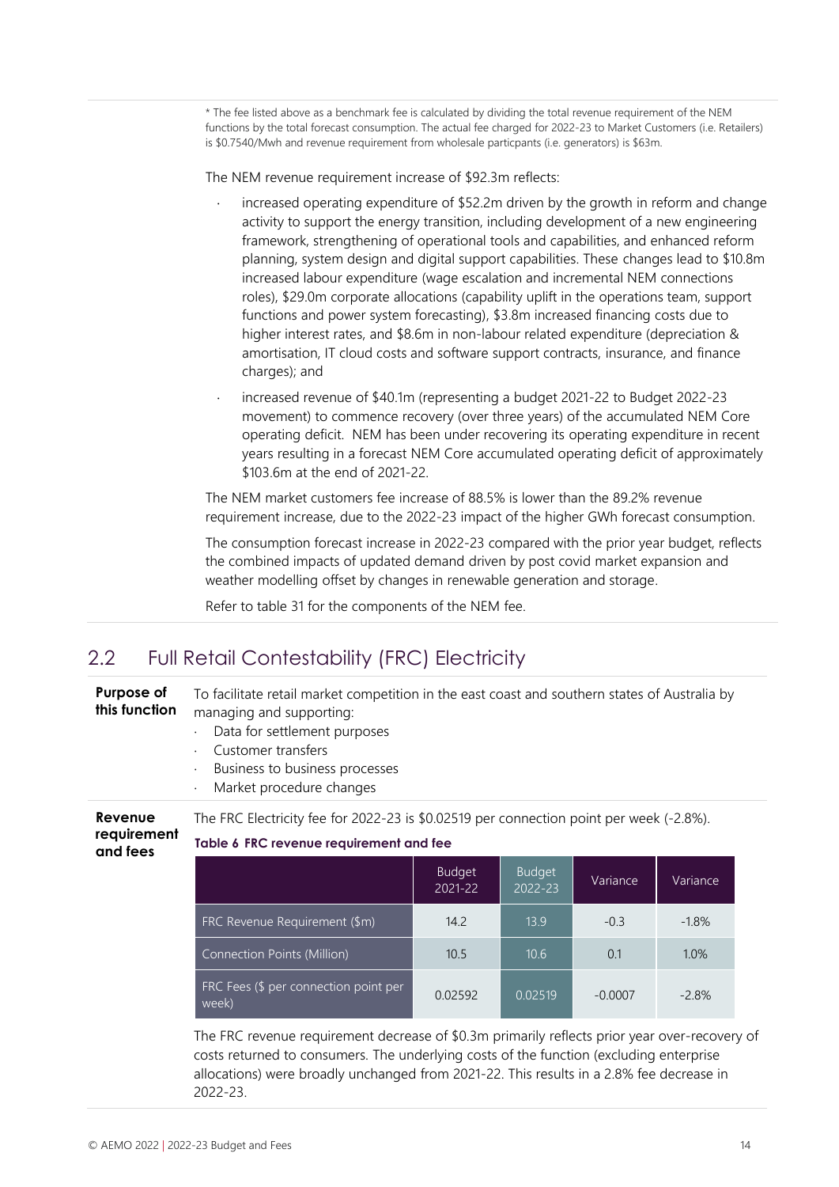* The fee listed above as a benchmark fee is calculated by dividing the total revenue requirement of the NEM functions by the total forecast consumption. The actual fee charged for 2022-23 to Market Customers (i.e. Retailers) is $0.7540/Mwh and revenue requirement from wholesale particpants (i.e. generators) is $63m.

The NEM revenue requirement increase of $92.3m reflects:

- increased operating expenditure of $52.2m driven by the growth in reform and change activity to support the energy transition, including development of a new engineering framework, strengthening of operational tools and capabilities, and enhanced reform planning, system design and digital support capabilities. These changes lead to $10.8m increased labour expenditure (wage escalation and incremental NEM connections roles), $29.0m corporate allocations (capability uplift in the operations team, support functions and power system forecasting), $3.8m increased financing costs due to higher interest rates, and $8.6m in non-labour related expenditure (depreciation & amortisation, IT cloud costs and software support contracts, insurance, and finance charges); and
- increased revenue of $40.1m (representing a budget 2021-22 to Budget 2022-23 movement) to commence recovery (over three years) of the accumulated NEM Core operating deficit. NEM has been under recovering its operating expenditure in recent years resulting in a forecast NEM Core accumulated operating deficit of approximately $103.6m at the end of 2021-22.

The NEM market customers fee increase of 88.5% is lower than the 89.2% revenue requirement increase, due to the 2022-23 impact of the higher GWh forecast consumption.

The consumption forecast increase in 2022-23 compared with the prior year budget, reflects the combined impacts of updated demand driven by post covid market expansion and weather modelling offset by changes in renewable generation and storage.

Refer to table 31 for the components of the NEM fee.

## 2.2 Full Retail Contestability (FRC) Electricity

**Purpose of this function**

To facilitate retail market competition in the east coast and southern states of Australia by managing and supporting:

- Data for settlement purposes
- Customer transfers
- Business to business processes
- Market procedure changes

**Revenue requirement and fees**

The FRC Electricity fee for 2022-23 is $0.02519 per connection point per week (-2.8%).

**Table 6 FRC revenue requirement and fee**

| | Budget 2021-22 | Budget 2022-23 | Variance | Variance |
|---|---|---|---|---|
| FRC Revenue Requirement ($m) | 14.2 | 13.9 | -0.3 | -1.8% |
| Connection Points (Million) | 10.5 | 10.6 | 0.1 | 1.0% |
| FRC Fees ($ per connection point per week) | 0.02592 | 0.02519 | -0.0007 | -2.8% |

The FRC revenue requirement decrease of $0.3m primarily reflects prior year over-recovery of costs returned to consumers. The underlying costs of the function (excluding enterprise allocations) were broadly unchanged from 2021-22. This results in a 2.8% fee decrease in 2022-23.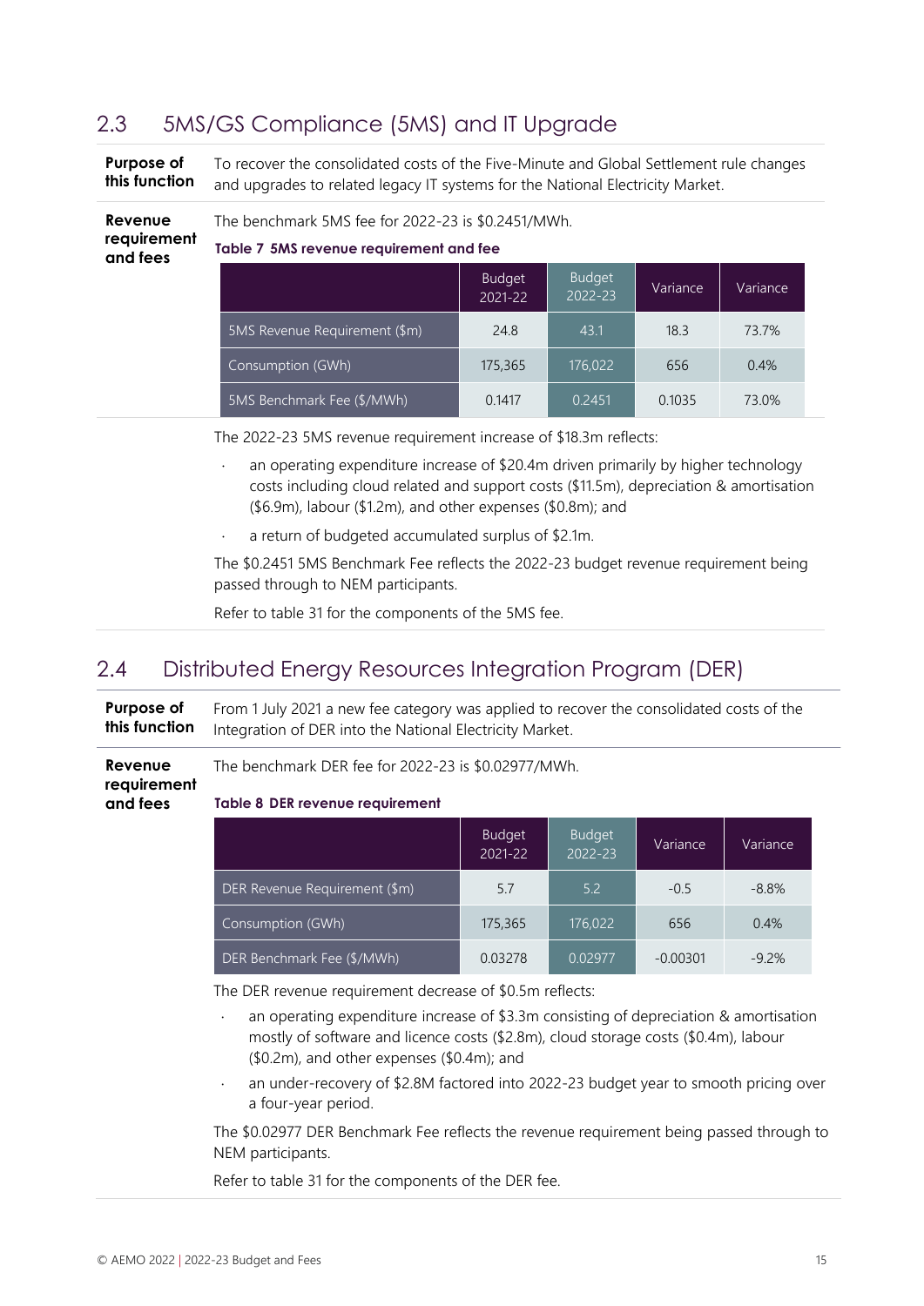## 2.3 5MS/GS Compliance (5MS) and IT Upgrade

**Purpose of this function**

To recover the consolidated costs of the Five-Minute and Global Settlement rule changes and upgrades to related legacy IT systems for the National Electricity Market.

**Revenue requirement and fees**

The benchmark 5MS fee for 2022-23 is $0.2451/MWh.

**Table 7 5MS revenue requirement and fee**

| | Budget 2021-22 | Budget 2022-23 | Variance | Variance |
|---|---|---|---|---|
| 5MS Revenue Requirement ($m) | 24.8 | 43.1 | 18.3 | 73.7% |
| Consumption (GWh) | 175,365 | 176,022 | 656 | 0.4% |
| 5MS Benchmark Fee ($/MWh) | 0.1417 | 0.2451 | 0.1035 | 73.0% |

The 2022-23 5MS revenue requirement increase of $18.3m reflects:

- an operating expenditure increase of $20.4m driven primarily by higher technology costs including cloud related and support costs ($11.5m), depreciation & amortisation ($6.9m), labour ($1.2m), and other expenses ($0.8m); and
- a return of budgeted accumulated surplus of $2.1m.

The $0.2451 5MS Benchmark Fee reflects the 2022-23 budget revenue requirement being passed through to NEM participants.

Refer to table 31 for the components of the 5MS fee.

## 2.4 Distributed Energy Resources Integration Program (DER)

**Purpose of this function**

From 1 July 2021 a new fee category was applied to recover the consolidated costs of the Integration of DER into the National Electricity Market.

**Revenue requirement and fees**

The benchmark DER fee for 2022-23 is $0.02977/MWh.

**Table 8 DER revenue requirement**

| | Budget 2021-22 | Budget 2022-23 | Variance | Variance |
|---|---|---|---|---|
| DER Revenue Requirement ($m) | 5.7 | 5.2 | -0.5 | -8.8% |
| Consumption (GWh) | 175,365 | 176,022 | 656 | 0.4% |
| DER Benchmark Fee ($/MWh) | 0.03278 | 0.02977 | -0.00301 | -9.2% |

The DER revenue requirement decrease of $0.5m reflects:

- an operating expenditure increase of $3.3m consisting of depreciation & amortisation mostly of software and licence costs ($2.8m), cloud storage costs ($0.4m), labour ($0.2m), and other expenses ($0.4m); and
- an under-recovery of $2.8M factored into 2022-23 budget year to smooth pricing over a four-year period.

The $0.02977 DER Benchmark Fee reflects the revenue requirement being passed through to NEM participants.

Refer to table 31 for the components of the DER fee.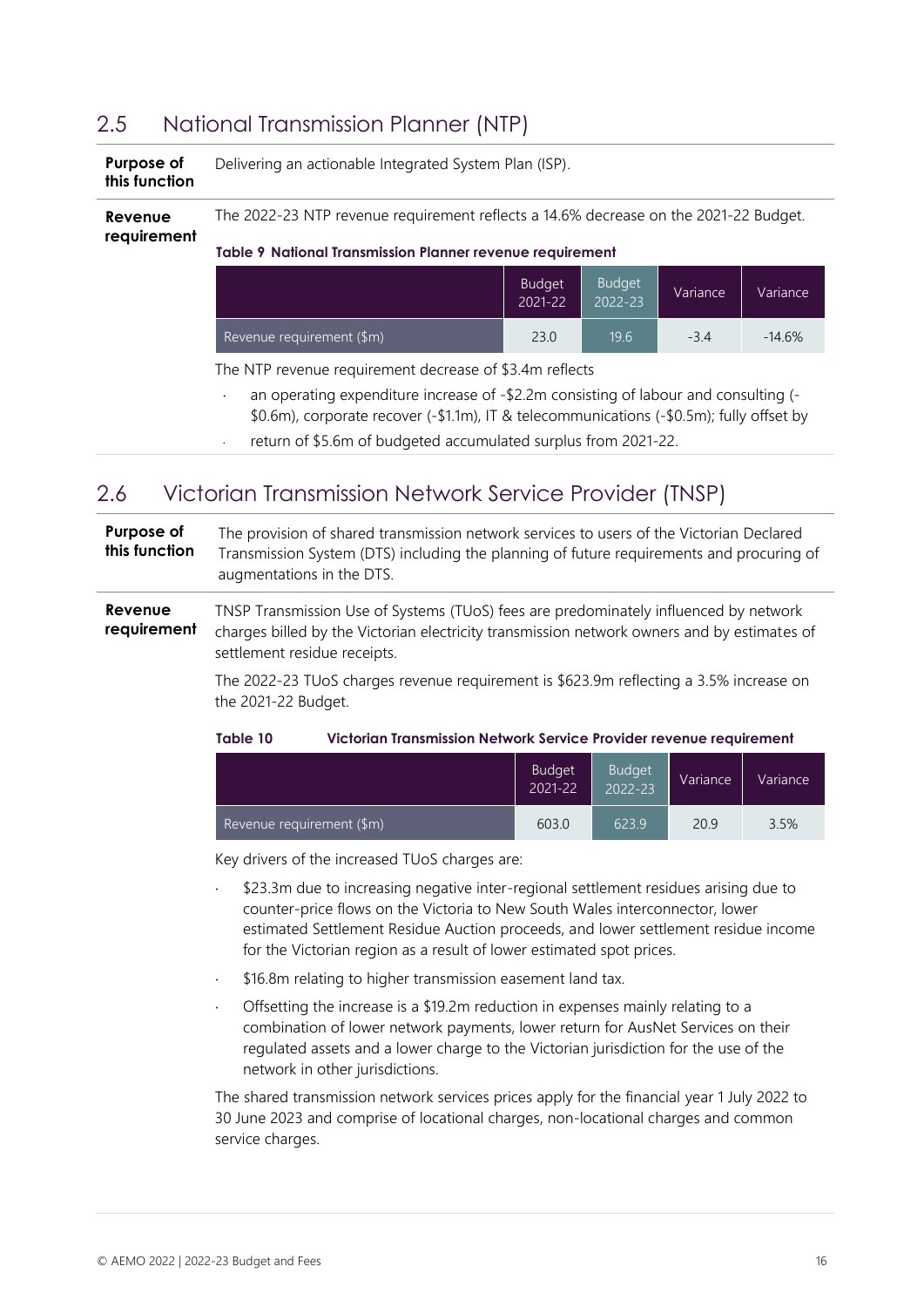## 2.5 National Transmission Planner (NTP)

**Purpose of this function**

Delivering an actionable Integrated System Plan (ISP).

**Revenue requirement**

The 2022-23 NTP revenue requirement reflects a 14.6% decrease on the 2021-22 Budget.

**Table 9 National Transmission Planner revenue requirement**

| | Budget 2021-22 | Budget 2022-23 | Variance | Variance |
|---|---|---|---|---|
| Revenue requirement ($m) | 23.0 | 19.6 | -3.4 | -14.6% |

The NTP revenue requirement decrease of $3.4m reflects

- an operating expenditure increase of -$2.2m consisting of labour and consulting (-$0.6m), corporate recover (-$1.1m), IT & telecommunications (-$0.5m); fully offset by
- return of $5.6m of budgeted accumulated surplus from 2021-22.

## 2.6 Victorian Transmission Network Service Provider (TNSP)

**Purpose of this function**

The provision of shared transmission network services to users of the Victorian Declared Transmission System (DTS) including the planning of future requirements and procuring of augmentations in the DTS.

**Revenue requirement**

TNSP Transmission Use of Systems (TUoS) fees are predominately influenced by network charges billed by the Victorian electricity transmission network owners and by estimates of settlement residue receipts.

The 2022-23 TUoS charges revenue requirement is $623.9m reflecting a 3.5% increase on the 2021-22 Budget.

**Table 10 Victorian Transmission Network Service Provider revenue requirement**

| | Budget 2021-22 | Budget 2022-23 | Variance | Variance |
|---|---|---|---|---|
| Revenue requirement ($m) | 603.0 | 623.9 | 20.9 | 3.5% |

Key drivers of the increased TUoS charges are:

- $23.3m due to increasing negative inter-regional settlement residues arising due to counter-price flows on the Victoria to New South Wales interconnector, lower estimated Settlement Residue Auction proceeds, and lower settlement residue income for the Victorian region as a result of lower estimated spot prices.
- $16.8m relating to higher transmission easement land tax.
- Offsetting the increase is a $19.2m reduction in expenses mainly relating to a combination of lower network payments, lower return for AusNet Services on their regulated assets and a lower charge to the Victorian jurisdiction for the use of the network in other jurisdictions.

The shared transmission network services prices apply for the financial year 1 July 2022 to 30 June 2023 and comprise of locational charges, non-locational charges and common service charges.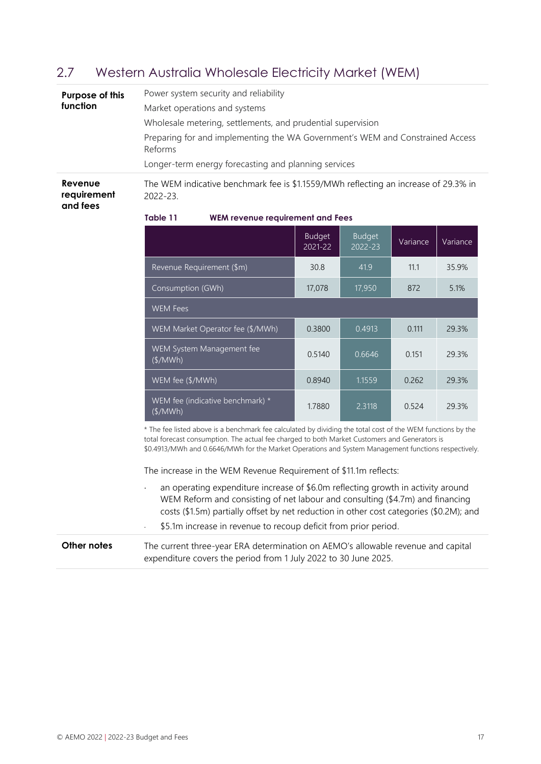## 2.7 Western Australia Wholesale Electricity Market (WEM)

**Purpose of this function**

Power system security and reliability

Market operations and systems

Wholesale metering, settlements, and prudential supervision

Preparing for and implementing the WA Government's WEM and Constrained Access Reforms

Longer-term energy forecasting and planning services

**Revenue requirement and fees**

The WEM indicative benchmark fee is $1.1559/MWh reflecting an increase of 29.3% in 2022-23.

**Table 11 WEM revenue requirement and Fees**

| | Budget 2021-22 | Budget 2022-23 | Variance | Variance |
|---|---|---|---|---|
| Revenue Requirement ($m) | 30.8 | 41.9 | 11.1 | 35.9% |
| Consumption (GWh) | 17,078 | 17,950 | 872 | 5.1% |
| WEM Fees | | | | |
| WEM Market Operator fee ($/MWh) | 0.3800 | 0.4913 | 0.111 | 29.3% |
| WEM System Management fee ($/MWh) | 0.5140 | 0.6646 | 0.151 | 29.3% |
| WEM fee ($/MWh) | 0.8940 | 1.1559 | 0.262 | 29.3% |
| WEM fee (indicative benchmark) * ($/MWh) | 1.7880 | 2.3118 | 0.524 | 29.3% |

* The fee listed above is a benchmark fee calculated by dividing the total cost of the WEM functions by the total forecast consumption. The actual fee charged to both Market Customers and Generators is $0.4913/MWh and 0.6646/MWh for the Market Operations and System Management functions respectively.

The increase in the WEM Revenue Requirement of $11.1m reflects:

- an operating expenditure increase of $6.0m reflecting growth in activity around WEM Reform and consisting of net labour and consulting ($4.7m) and financing costs ($1.5m) partially offset by net reduction in other cost categories ($0.2M); and
- $5.1m increase in revenue to recoup deficit from prior period.

**Other notes**

The current three-year ERA determination on AEMO's allowable revenue and capital expenditure covers the period from 1 July 2022 to 30 June 2025.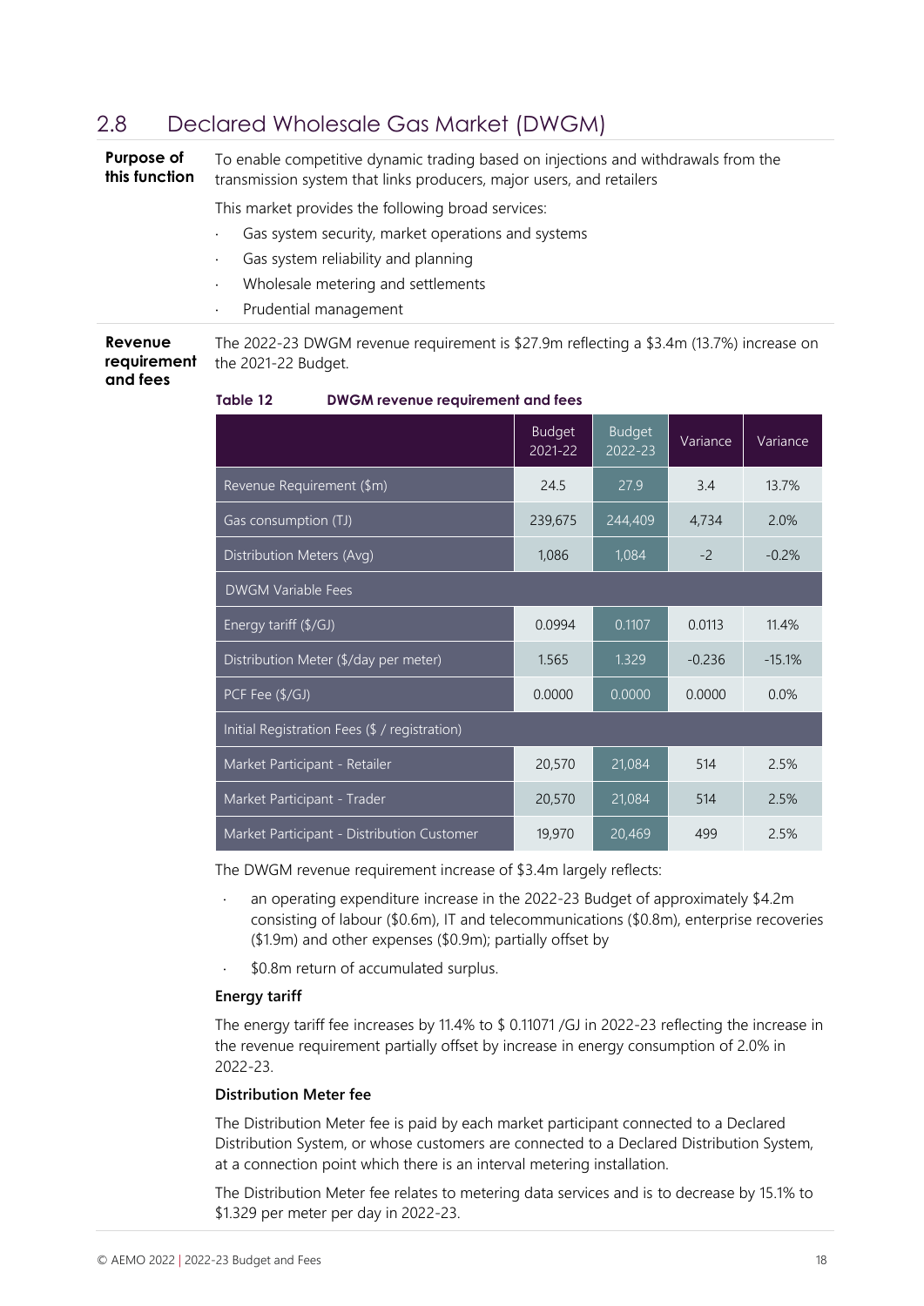## 2.8 Declared Wholesale Gas Market (DWGM)

**Purpose of this function**

To enable competitive dynamic trading based on injections and withdrawals from the transmission system that links producers, major users, and retailers

This market provides the following broad services:

- Gas system security, market operations and systems
- Gas system reliability and planning
- Wholesale metering and settlements
- Prudential management

**Revenue requirement and fees**

The 2022-23 DWGM revenue requirement is $27.9m reflecting a $3.4m (13.7%) increase on the 2021-22 Budget.

**Table 12 DWGM revenue requirement and fees**

| | Budget 2021-22 | Budget 2022-23 | Variance | Variance |
|---|---|---|---|---|
| Revenue Requirement ($m) | 24.5 | 27.9 | 3.4 | 13.7% |
| Gas consumption (TJ) | 239,675 | 244,409 | 4,734 | 2.0% |
| Distribution Meters (Avg) | 1,086 | 1,084 | -2 | -0.2% |
| DWGM Variable Fees | | | | |
| Energy tariff ($/GJ) | 0.0994 | 0.1107 | 0.0113 | 11.4% |
| Distribution Meter ($/day per meter) | 1.565 | 1.329 | -0.236 | -15.1% |
| PCF Fee ($/GJ) | 0.0000 | 0.0000 | 0.0000 | 0.0% |
| Initial Registration Fees ($ / registration) | | | | |
| Market Participant - Retailer | 20,570 | 21,084 | 514 | 2.5% |
| Market Participant - Trader | 20,570 | 21,084 | 514 | 2.5% |
| Market Participant - Distribution Customer | 19,970 | 20,469 | 499 | 2.5% |

The DWGM revenue requirement increase of $3.4m largely reflects:

- an operating expenditure increase in the 2022-23 Budget of approximately $4.2m consisting of labour ($0.6m), IT and telecommunications ($0.8m), enterprise recoveries ($1.9m) and other expenses ($0.9m); partially offset by
- $0.8m return of accumulated surplus.

### Energy tariff

The energy tariff fee increases by 11.4% to $ 0.11071 /GJ in 2022-23 reflecting the increase in the revenue requirement partially offset by increase in energy consumption of 2.0% in 2022-23.

### Distribution Meter fee

The Distribution Meter fee is paid by each market participant connected to a Declared Distribution System, or whose customers are connected to a Declared Distribution System, at a connection point which there is an interval metering installation.

The Distribution Meter fee relates to metering data services and is to decrease by 15.1% to $1.329 per meter per day in 2022-23.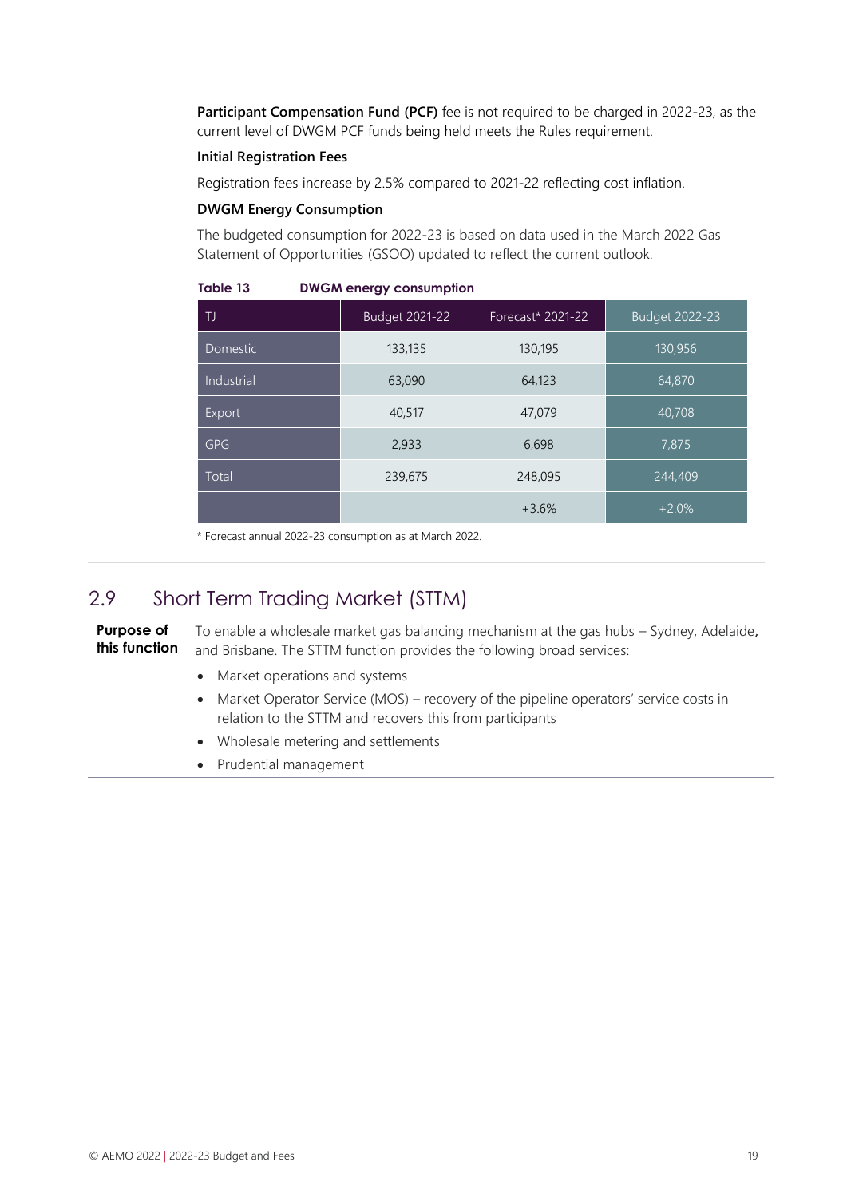**Participant Compensation Fund (PCF)** fee is not required to be charged in 2022-23, as the current level of DWGM PCF funds being held meets the Rules requirement.

**Initial Registration Fees**

Registration fees increase by 2.5% compared to 2021-22 reflecting cost inflation.

**DWGM Energy Consumption**

The budgeted consumption for 2022-23 is based on data used in the March 2022 Gas Statement of Opportunities (GSOO) updated to reflect the current outlook.

**Table 13 DWGM energy consumption**

| TJ | Budget 2021-22 | Forecast* 2021-22 | Budget 2022-23 |
|---|---|---|---|
| Domestic | 133,135 | 130,195 | 130,956 |
| Industrial | 63,090 | 64,123 | 64,870 |
| Export | 40,517 | 47,079 | 40,708 |
| GPG | 2,933 | 6,698 | 7,875 |
| Total | 239,675 | 248,095 | 244,409 |
| | | +3.6% | +2.0% |

\* Forecast annual 2022-23 consumption as at March 2022.

## 2.9 Short Term Trading Market (STTM)

**Purpose of this function**

To enable a wholesale market gas balancing mechanism at the gas hubs – Sydney, Adelaide, and Brisbane. The STTM function provides the following broad services:

- Market operations and systems
- Market Operator Service (MOS) – recovery of the pipeline operators' service costs in relation to the STTM and recovers this from participants
- Wholesale metering and settlements
- Prudential management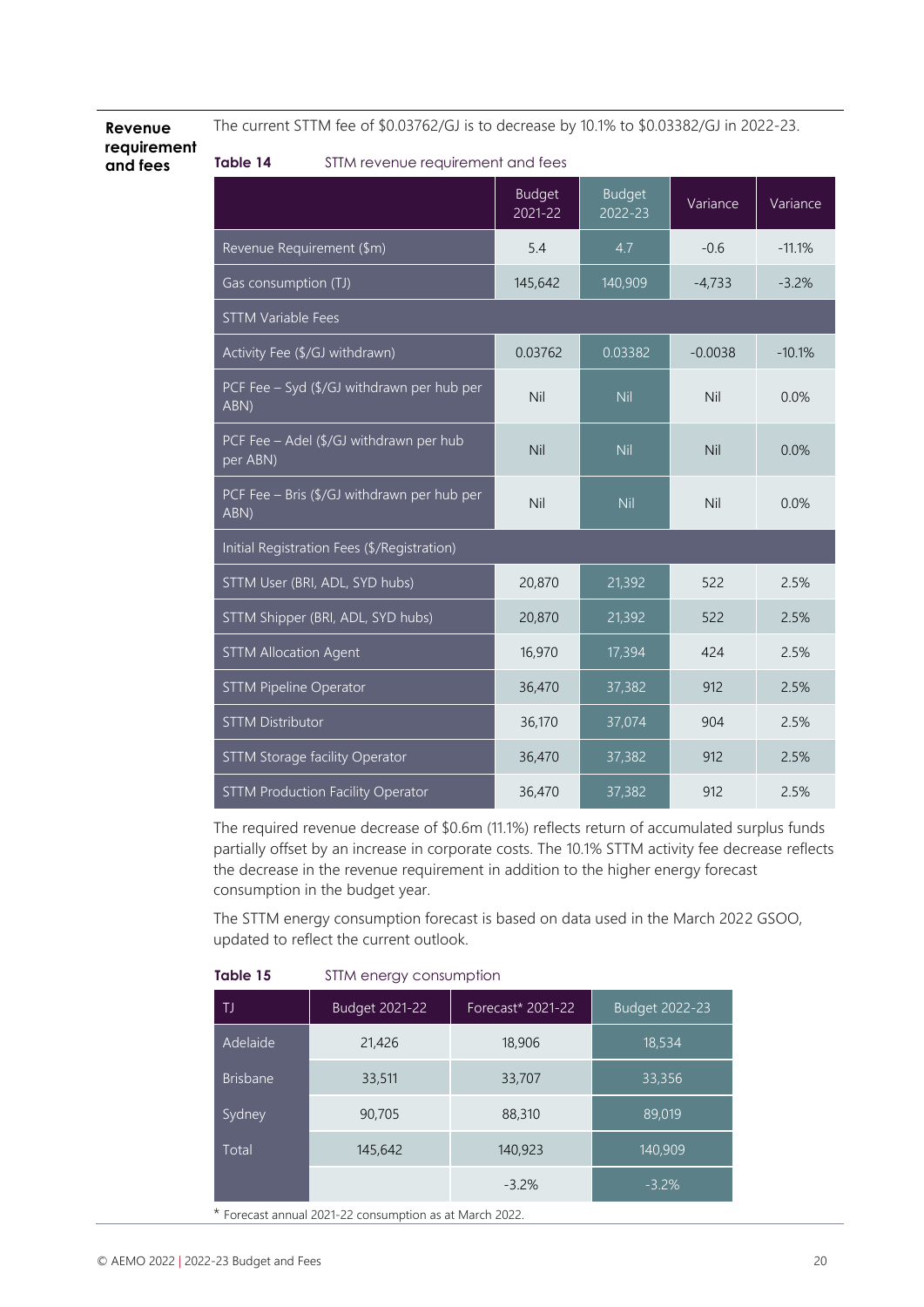**Revenue requirement and fees**

The current STTM fee of $0.03762/GJ is to decrease by 10.1% to $0.03382/GJ in 2022-23.

**Table 14** STTM revenue requirement and fees

| | Budget 2021-22 | Budget 2022-23 | Variance | Variance |
|---|---|---|---|---|
| Revenue Requirement ($m) | 5.4 | 4.7 | -0.6 | -11.1% |
| Gas consumption (TJ) | 145,642 | 140,909 | -4,733 | -3.2% |
| STTM Variable Fees | | | | |
| Activity Fee ($/GJ withdrawn) | 0.03762 | 0.03382 | -0.0038 | -10.1% |
| PCF Fee – Syd ($/GJ withdrawn per hub per ABN) | Nil | Nil | Nil | 0.0% |
| PCF Fee – Adel ($/GJ withdrawn per hub per ABN) | Nil | Nil | Nil | 0.0% |
| PCF Fee – Bris ($/GJ withdrawn per hub per ABN) | Nil | Nil | Nil | 0.0% |
| Initial Registration Fees ($/Registration) | | | | |
| STTM User (BRI, ADL, SYD hubs) | 20,870 | 21,392 | 522 | 2.5% |
| STTM Shipper (BRI, ADL, SYD hubs) | 20,870 | 21,392 | 522 | 2.5% |
| STTM Allocation Agent | 16,970 | 17,394 | 424 | 2.5% |
| STTM Pipeline Operator | 36,470 | 37,382 | 912 | 2.5% |
| STTM Distributor | 36,170 | 37,074 | 904 | 2.5% |
| STTM Storage facility Operator | 36,470 | 37,382 | 912 | 2.5% |
| STTM Production Facility Operator | 36,470 | 37,382 | 912 | 2.5% |

The required revenue decrease of $0.6m (11.1%) reflects return of accumulated surplus funds partially offset by an increase in corporate costs. The 10.1% STTM activity fee decrease reflects the decrease in the revenue requirement in addition to the higher energy forecast consumption in the budget year.

The STTM energy consumption forecast is based on data used in the March 2022 GSOO, updated to reflect the current outlook.

**Table 15** STTM energy consumption

| TJ | Budget 2021-22 | Forecast* 2021-22 | Budget 2022-23 |
|---|---|---|---|
| Adelaide | 21,426 | 18,906 | 18,534 |
| Brisbane | 33,511 | 33,707 | 33,356 |
| Sydney | 90,705 | 88,310 | 89,019 |
| Total | 145,642 | 140,923 | 140,909 |
| | | -3.2% | -3.2% |

* Forecast annual 2021-22 consumption as at March 2022.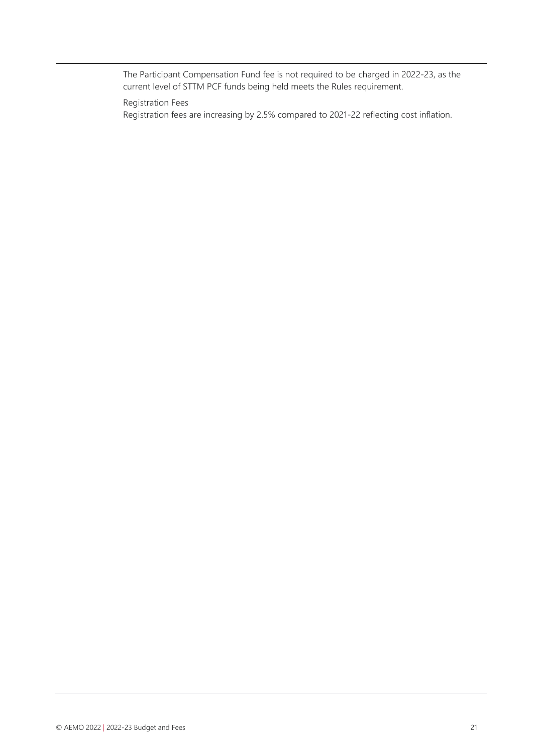The Participant Compensation Fund fee is not required to be charged in 2022-23, as the current level of STTM PCF funds being held meets the Rules requirement.

Registration Fees

Registration fees are increasing by 2.5% compared to 2021-22 reflecting cost inflation.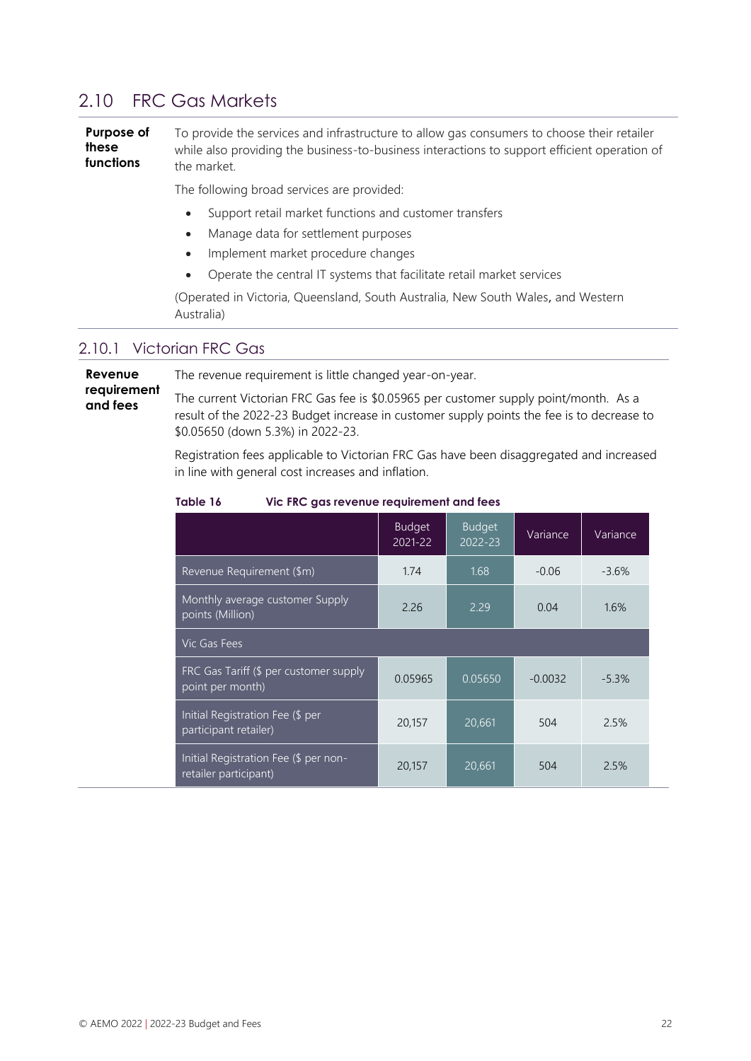## 2.10 FRC Gas Markets

**Purpose of these functions**

To provide the services and infrastructure to allow gas consumers to choose their retailer while also providing the business-to-business interactions to support efficient operation of the market.

The following broad services are provided:

- Support retail market functions and customer transfers
- Manage data for settlement purposes
- Implement market procedure changes
- Operate the central IT systems that facilitate retail market services

(Operated in Victoria, Queensland, South Australia, New South Wales**,** and Western Australia)

### 2.10.1 Victorian FRC Gas

**Revenue requirement and fees**

The revenue requirement is little changed year-on-year.

The current Victorian FRC Gas fee is $0.05965 per customer supply point/month. As a result of the 2022-23 Budget increase in customer supply points the fee is to decrease to $0.05650 (down 5.3%) in 2022-23.

Registration fees applicable to Victorian FRC Gas have been disaggregated and increased in line with general cost increases and inflation.

**Table 16 Vic FRC gas revenue requirement and fees**

| | Budget 2021-22 | Budget 2022-23 | Variance | Variance |
|---|---|---|---|---|
| Revenue Requirement ($m) | 1.74 | 1.68 | -0.06 | -3.6% |
| Monthly average customer Supply points (Million) | 2.26 | 2.29 | 0.04 | 1.6% |
| Vic Gas Fees | | | | |
| FRC Gas Tariff ($ per customer supply point per month) | 0.05965 | 0.05650 | -0.0032 | -5.3% |
| Initial Registration Fee ($ per participant retailer) | 20,157 | 20,661 | 504 | 2.5% |
| Initial Registration Fee ($ per non-retailer participant) | 20,157 | 20,661 | 504 | 2.5% |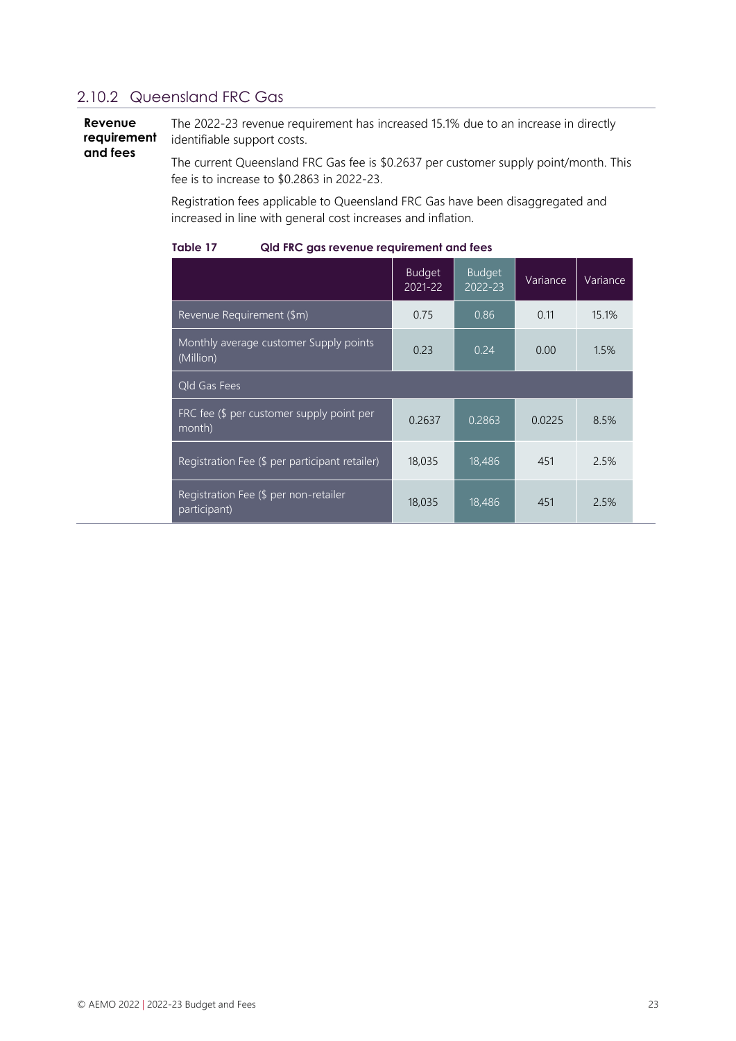## 2.10.2 Queensland FRC Gas

**Revenue requirement and fees**

The 2022-23 revenue requirement has increased 15.1% due to an increase in directly identifiable support costs.

The current Queensland FRC Gas fee is $0.2637 per customer supply point/month. This fee is to increase to $0.2863 in 2022-23.

Registration fees applicable to Queensland FRC Gas have been disaggregated and increased in line with general cost increases and inflation.

**Table 17 Qld FRC gas revenue requirement and fees**

| | Budget 2021-22 | Budget 2022-23 | Variance | Variance |
|---|---|---|---|---|
| Revenue Requirement ($m) | 0.75 | 0.86 | 0.11 | 15.1% |
| Monthly average customer Supply points (Million) | 0.23 | 0.24 | 0.00 | 1.5% |
| Qld Gas Fees | | | | |
| FRC fee ($ per customer supply point per month) | 0.2637 | 0.2863 | 0.0225 | 8.5% |
| Registration Fee ($ per participant retailer) | 18,035 | 18,486 | 451 | 2.5% |
| Registration Fee ($ per non-retailer participant) | 18,035 | 18,486 | 451 | 2.5% |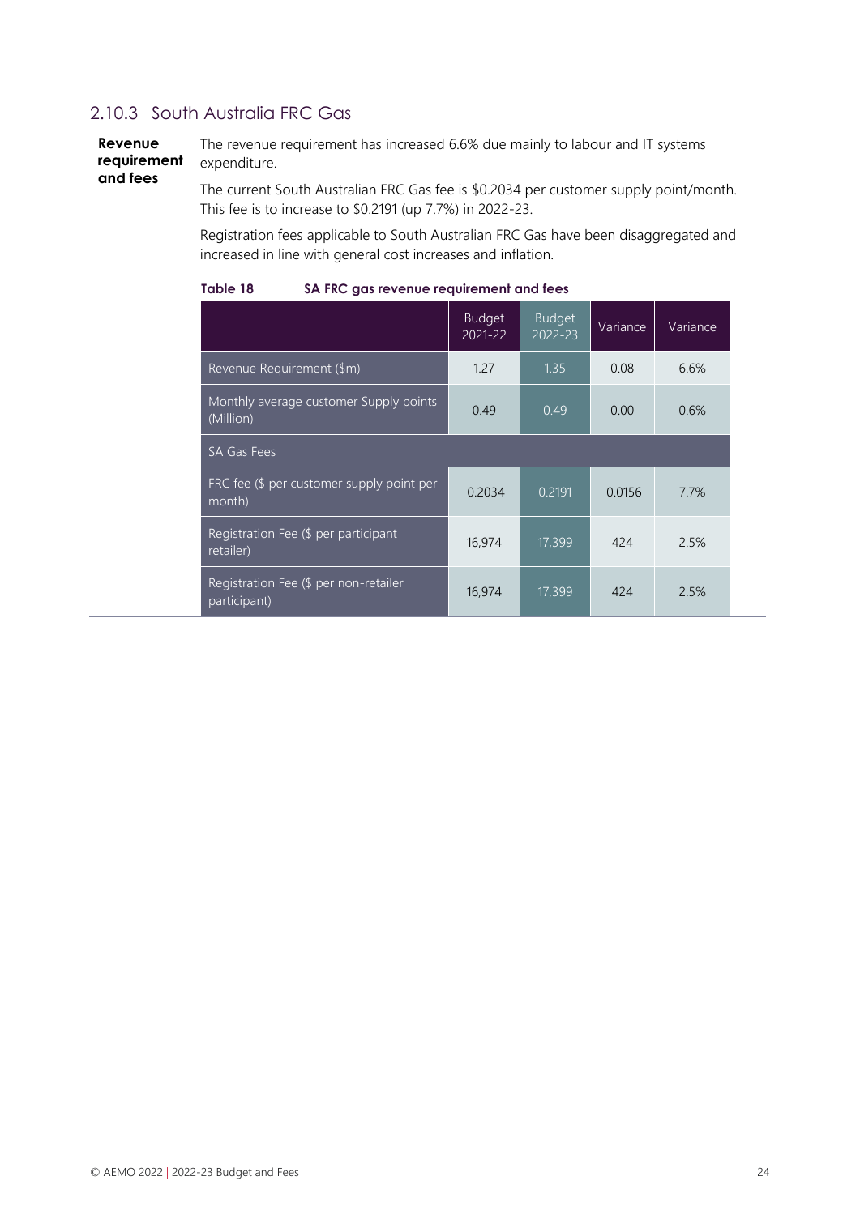### 2.10.3 South Australia FRC Gas

**Revenue requirement and fees**

The revenue requirement has increased 6.6% due mainly to labour and IT systems expenditure.

The current South Australian FRC Gas fee is $0.2034 per customer supply point/month. This fee is to increase to $0.2191 (up 7.7%) in 2022-23.

Registration fees applicable to South Australian FRC Gas have been disaggregated and increased in line with general cost increases and inflation.

**Table 18 SA FRC gas revenue requirement and fees**

| | Budget 2021-22 | Budget 2022-23 | Variance | Variance |
|---|---|---|---|---|
| Revenue Requirement ($m) | 1.27 | 1.35 | 0.08 | 6.6% |
| Monthly average customer Supply points (Million) | 0.49 | 0.49 | 0.00 | 0.6% |
| SA Gas Fees | | | | |
| FRC fee ($ per customer supply point per month) | 0.2034 | 0.2191 | 0.0156 | 7.7% |
| Registration Fee ($ per participant retailer) | 16,974 | 17,399 | 424 | 2.5% |
| Registration Fee ($ per non-retailer participant) | 16,974 | 17,399 | 424 | 2.5% |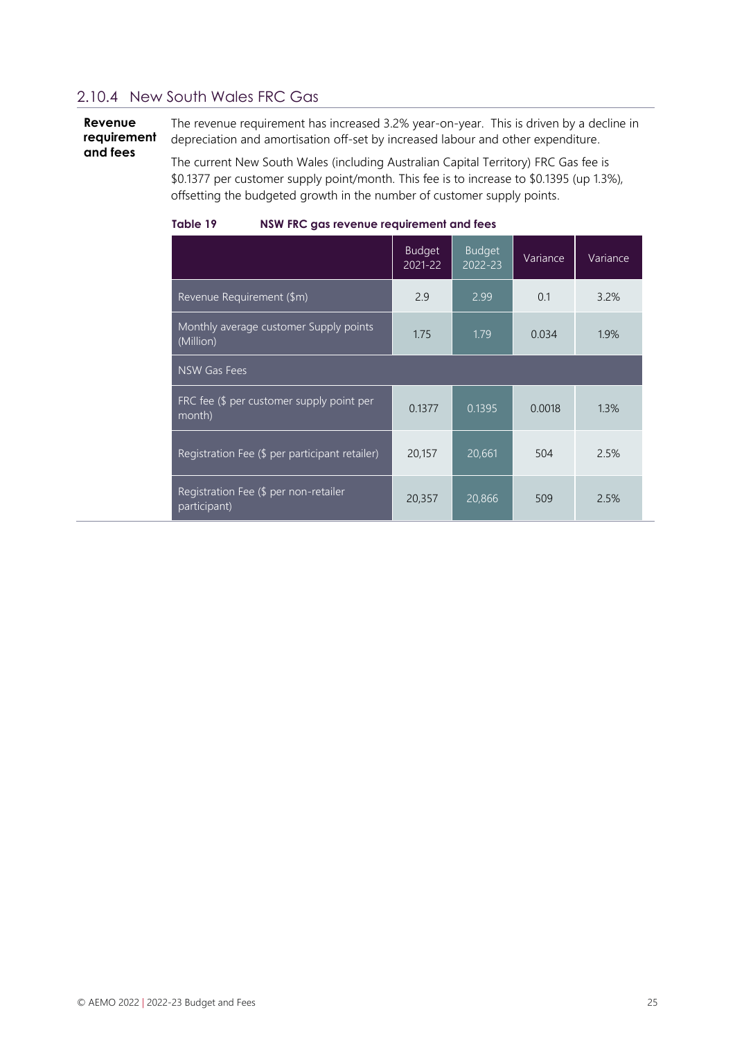### 2.10.4 New South Wales FRC Gas

**Revenue requirement and fees**

The revenue requirement has increased 3.2% year-on-year. This is driven by a decline in depreciation and amortisation off-set by increased labour and other expenditure.

The current New South Wales (including Australian Capital Territory) FRC Gas fee is $0.1377 per customer supply point/month. This fee is to increase to $0.1395 (up 1.3%), offsetting the budgeted growth in the number of customer supply points.

**Table 19 NSW FRC gas revenue requirement and fees**

| | Budget 2021-22 | Budget 2022-23 | Variance | Variance |
|---|---|---|---|---|
| Revenue Requirement ($m) | 2.9 | 2.99 | 0.1 | 3.2% |
| Monthly average customer Supply points (Million) | 1.75 | 1.79 | 0.034 | 1.9% |
| NSW Gas Fees | | | | |
| FRC fee ($ per customer supply point per month) | 0.1377 | 0.1395 | 0.0018 | 1.3% |
| Registration Fee ($ per participant retailer) | 20,157 | 20,661 | 504 | 2.5% |
| Registration Fee ($ per non-retailer participant) | 20,357 | 20,866 | 509 | 2.5% |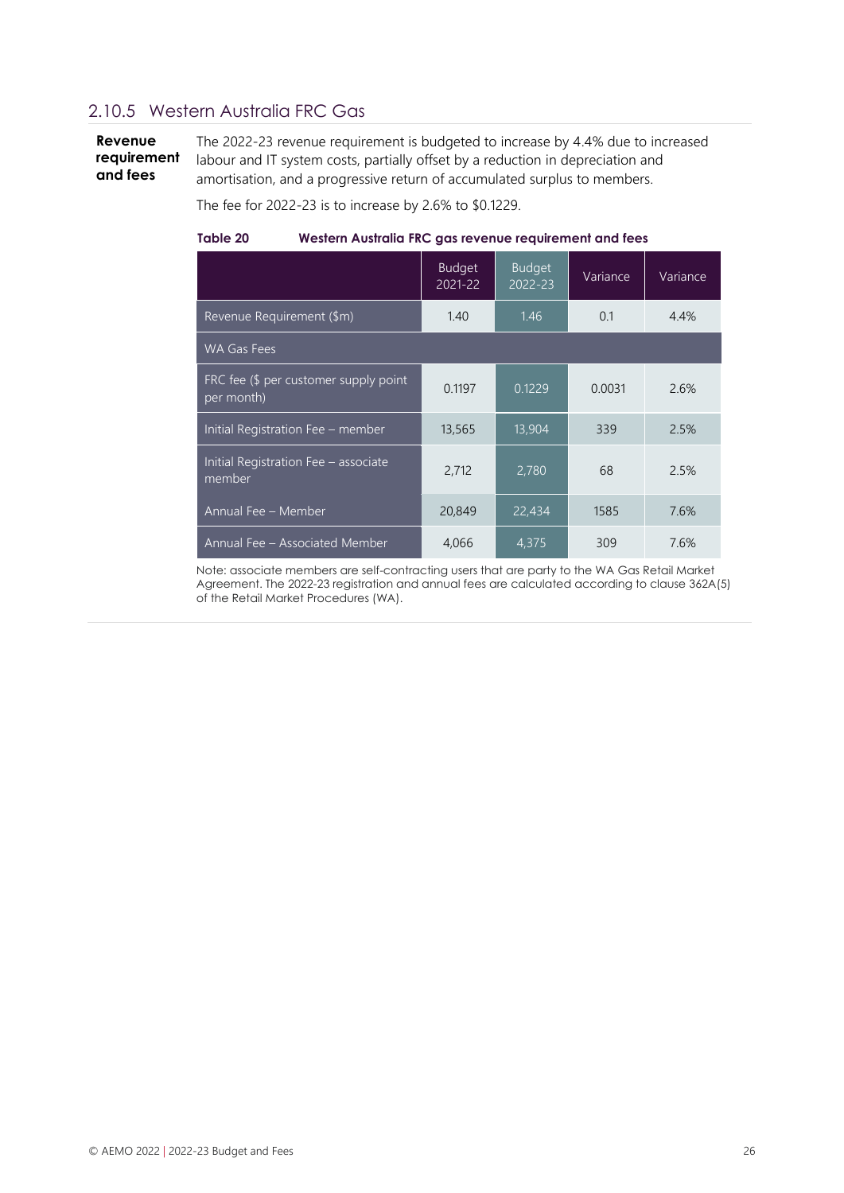### 2.10.5 Western Australia FRC Gas

**Revenue requirement and fees**

The 2022-23 revenue requirement is budgeted to increase by 4.4% due to increased labour and IT system costs, partially offset by a reduction in depreciation and amortisation, and a progressive return of accumulated surplus to members.

The fee for 2022-23 is to increase by 2.6% to $0.1229.

**Table 20 Western Australia FRC gas revenue requirement and fees**

| | Budget 2021-22 | Budget 2022-23 | Variance | Variance |
|---|---|---|---|---|
| Revenue Requirement ($m) | 1.40 | 1.46 | 0.1 | 4.4% |
| WA Gas Fees | | | | |
| FRC fee ($ per customer supply point per month) | 0.1197 | 0.1229 | 0.0031 | 2.6% |
| Initial Registration Fee – member | 13,565 | 13,904 | 339 | 2.5% |
| Initial Registration Fee – associate member | 2,712 | 2,780 | 68 | 2.5% |
| Annual Fee – Member | 20,849 | 22,434 | 1585 | 7.6% |
| Annual Fee – Associated Member | 4,066 | 4,375 | 309 | 7.6% |

Note: associate members are self-contracting users that are party to the WA Gas Retail Market Agreement. The 2022-23 registration and annual fees are calculated according to clause 362A(5) of the Retail Market Procedures (WA).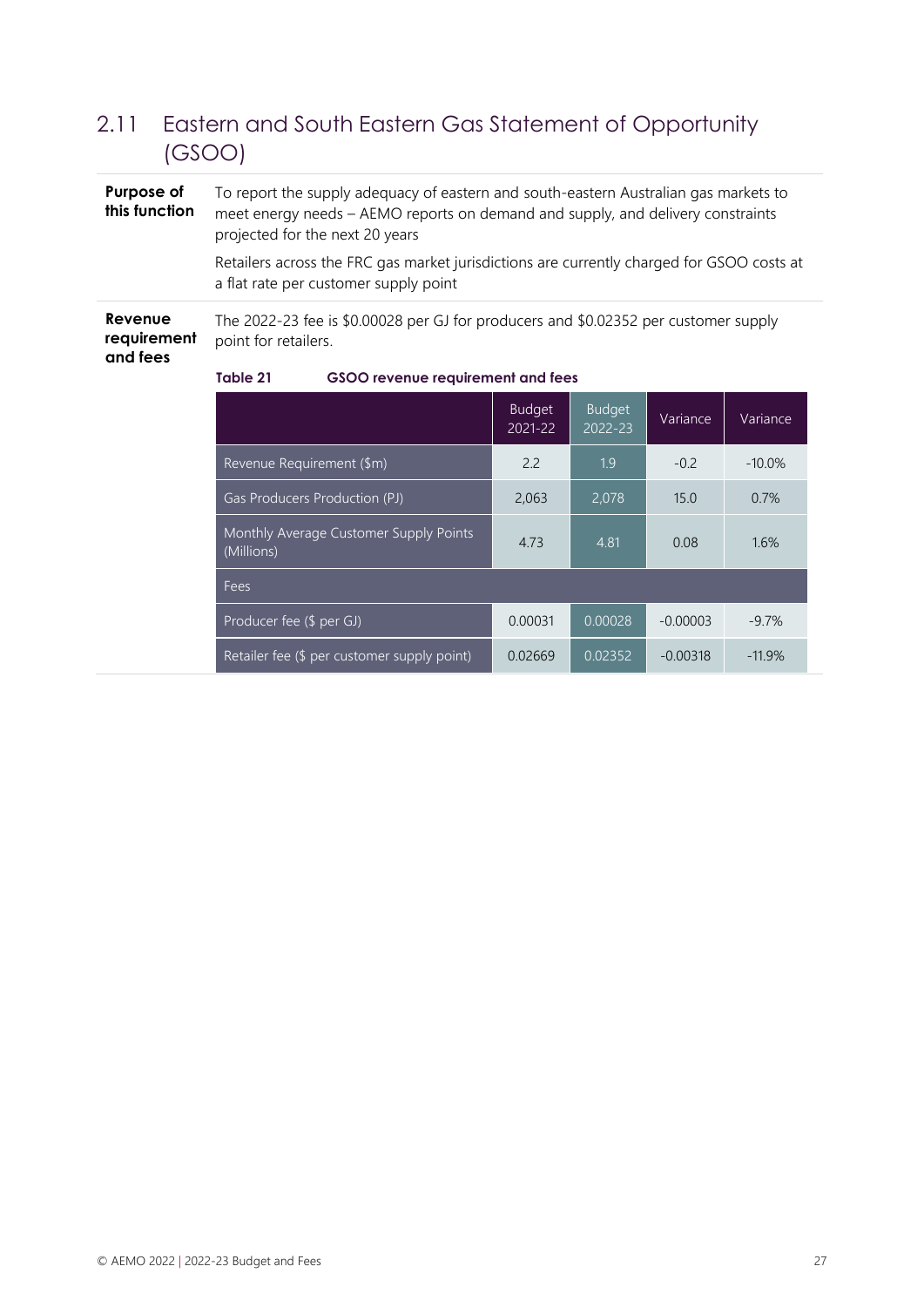## 2.11 Eastern and South Eastern Gas Statement of Opportunity (GSOO)

**Purpose of this function**

To report the supply adequacy of eastern and south-eastern Australian gas markets to meet energy needs – AEMO reports on demand and supply, and delivery constraints projected for the next 20 years

Retailers across the FRC gas market jurisdictions are currently charged for GSOO costs at a flat rate per customer supply point

**Revenue requirement and fees**

The 2022-23 fee is $0.00028 per GJ for producers and $0.02352 per customer supply point for retailers.

**Table 21 GSOO revenue requirement and fees**

| | Budget 2021-22 | Budget 2022-23 | Variance | Variance |
|---|---|---|---|---|
| Revenue Requirement ($m) | 2.2 | 1.9 | -0.2 | -10.0% |
| Gas Producers Production (PJ) | 2,063 | 2,078 | 15.0 | 0.7% |
| Monthly Average Customer Supply Points (Millions) | 4.73 | 4.81 | 0.08 | 1.6% |
| Fees | | | | |
| Producer fee ($ per GJ) | 0.00031 | 0.00028 | -0.00003 | -9.7% |
| Retailer fee ($ per customer supply point) | 0.02669 | 0.02352 | -0.00318 | -11.9% |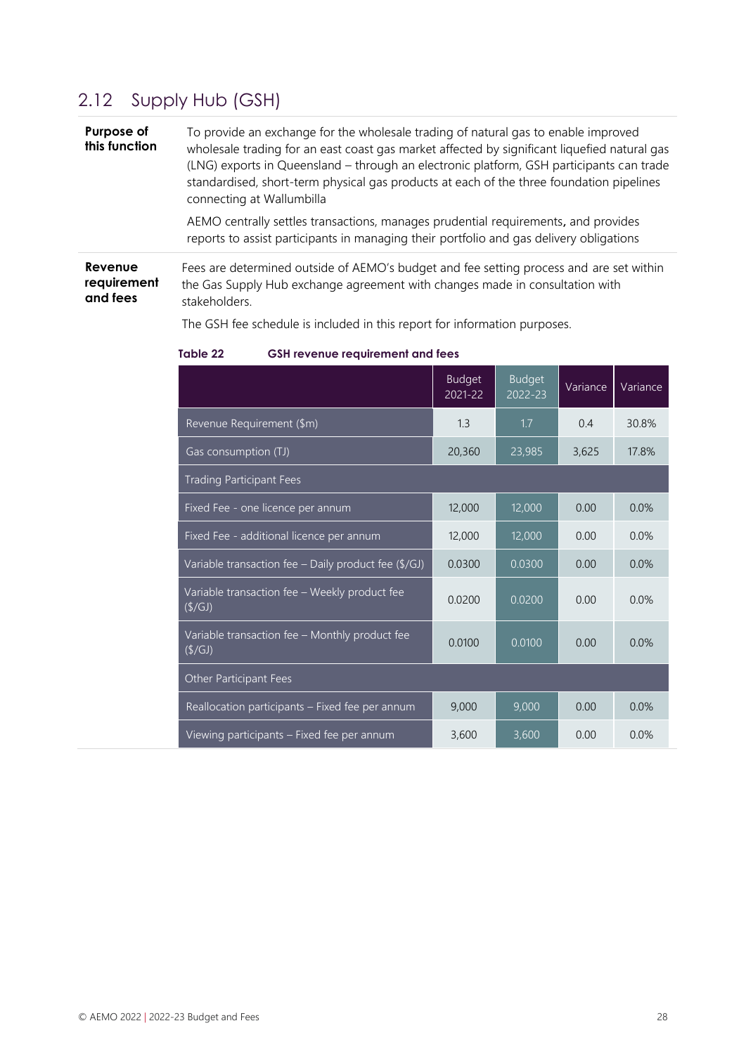## 2.12 Supply Hub (GSH)

**Purpose of this function**

To provide an exchange for the wholesale trading of natural gas to enable improved wholesale trading for an east coast gas market affected by significant liquefied natural gas (LNG) exports in Queensland – through an electronic platform, GSH participants can trade standardised, short-term physical gas products at each of the three foundation pipelines connecting at Wallumbilla

AEMO centrally settles transactions, manages prudential requirements, and provides reports to assist participants in managing their portfolio and gas delivery obligations

**Revenue requirement and fees**

Fees are determined outside of AEMO's budget and fee setting process and are set within the Gas Supply Hub exchange agreement with changes made in consultation with stakeholders.

The GSH fee schedule is included in this report for information purposes.

**Table 22 GSH revenue requirement and fees**

| | Budget 2021-22 | Budget 2022-23 | Variance | Variance |
|---|---|---|---|---|
| Revenue Requirement ($m) | 1.3 | 1.7 | 0.4 | 30.8% |
| Gas consumption (TJ) | 20,360 | 23,985 | 3,625 | 17.8% |
| Trading Participant Fees | | | | |
| Fixed Fee - one licence per annum | 12,000 | 12,000 | 0.00 | 0.0% |
| Fixed Fee - additional licence per annum | 12,000 | 12,000 | 0.00 | 0.0% |
| Variable transaction fee – Daily product fee ($/GJ) | 0.0300 | 0.0300 | 0.00 | 0.0% |
| Variable transaction fee – Weekly product fee ($/GJ) | 0.0200 | 0.0200 | 0.00 | 0.0% |
| Variable transaction fee – Monthly product fee ($/GJ) | 0.0100 | 0.0100 | 0.00 | 0.0% |
| Other Participant Fees | | | | |
| Reallocation participants – Fixed fee per annum | 9,000 | 9,000 | 0.00 | 0.0% |
| Viewing participants – Fixed fee per annum | 3,600 | 3,600 | 0.00 | 0.0% |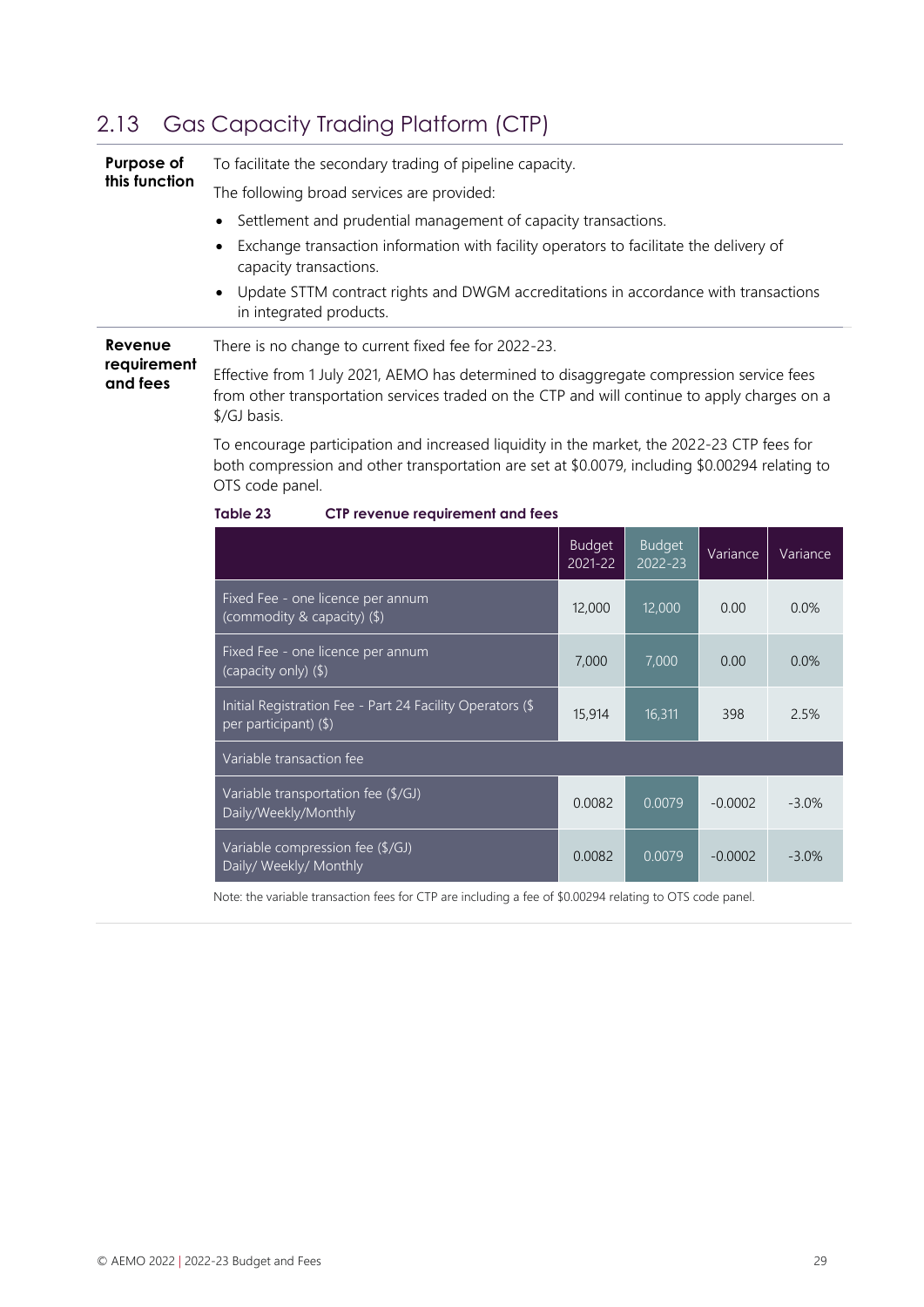## 2.13 Gas Capacity Trading Platform (CTP)

**Purpose of this function**

To facilitate the secondary trading of pipeline capacity.

The following broad services are provided:

- Settlement and prudential management of capacity transactions.
- Exchange transaction information with facility operators to facilitate the delivery of capacity transactions.
- Update STTM contract rights and DWGM accreditations in accordance with transactions in integrated products.

**Revenue requirement and fees**

There is no change to current fixed fee for 2022-23.

Effective from 1 July 2021, AEMO has determined to disaggregate compression service fees from other transportation services traded on the CTP and will continue to apply charges on a $/GJ basis.

To encourage participation and increased liquidity in the market, the 2022-23 CTP fees for both compression and other transportation are set at $0.0079, including $0.00294 relating to OTS code panel.

**Table 23 CTP revenue requirement and fees**

| | Budget 2021-22 | Budget 2022-23 | Variance | Variance |
|---|---|---|---|---|
| Fixed Fee - one licence per annum (commodity & capacity) ($) | 12,000 | 12,000 | 0.00 | 0.0% |
| Fixed Fee - one licence per annum (capacity only) ($) | 7,000 | 7,000 | 0.00 | 0.0% |
| Initial Registration Fee - Part 24 Facility Operators ($ per participant) ($) | 15,914 | 16,311 | 398 | 2.5% |
| Variable transaction fee | | | | |
| Variable transportation fee ($/GJ) Daily/Weekly/Monthly | 0.0082 | 0.0079 | -0.0002 | -3.0% |
| Variable compression fee ($/GJ) Daily/ Weekly/ Monthly | 0.0082 | 0.0079 | -0.0002 | -3.0% |

Note: the variable transaction fees for CTP are including a fee of $0.00294 relating to OTS code panel.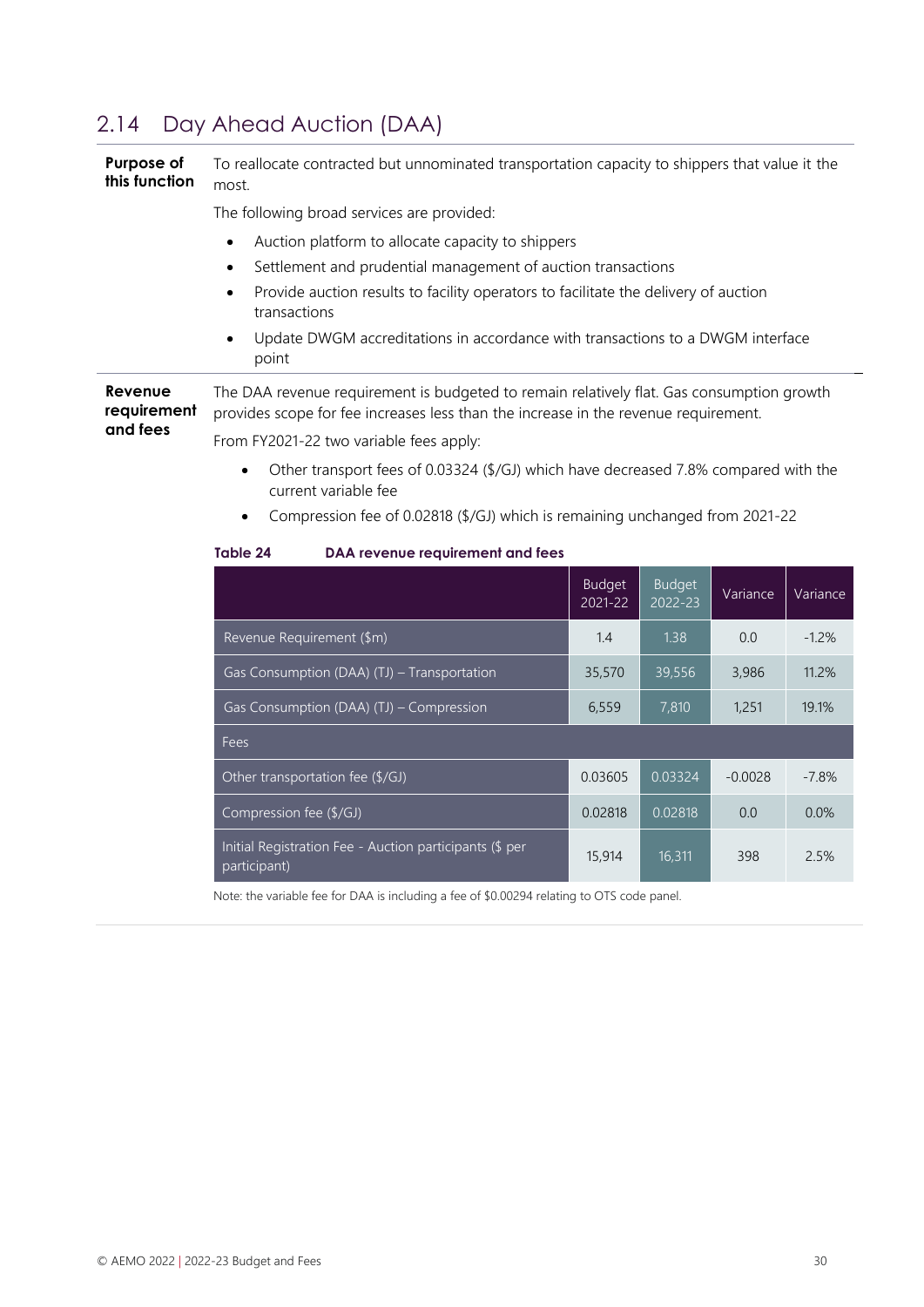## 2.14 Day Ahead Auction (DAA)

**Purpose of this function**

To reallocate contracted but unnominated transportation capacity to shippers that value it the most.

The following broad services are provided:

- Auction platform to allocate capacity to shippers
- Settlement and prudential management of auction transactions
- Provide auction results to facility operators to facilitate the delivery of auction transactions
- Update DWGM accreditations in accordance with transactions to a DWGM interface point

**Revenue requirement and fees**

The DAA revenue requirement is budgeted to remain relatively flat. Gas consumption growth provides scope for fee increases less than the increase in the revenue requirement.

From FY2021-22 two variable fees apply:

- Other transport fees of 0.03324 ($/GJ) which have decreased 7.8% compared with the current variable fee
- Compression fee of 0.02818 ($/GJ) which is remaining unchanged from 2021-22

**Table 24 DAA revenue requirement and fees**

| | Budget 2021-22 | Budget 2022-23 | Variance | Variance |
|---|---|---|---|---|
| Revenue Requirement ($m) | 1.4 | 1.38 | 0.0 | -1.2% |
| Gas Consumption (DAA) (TJ) – Transportation | 35,570 | 39,556 | 3,986 | 11.2% |
| Gas Consumption (DAA) (TJ) – Compression | 6,559 | 7,810 | 1,251 | 19.1% |
| Fees | | | | |
| Other transportation fee ($/GJ) | 0.03605 | 0.03324 | -0.0028 | -7.8% |
| Compression fee ($/GJ) | 0.02818 | 0.02818 | 0.0 | 0.0% |
| Initial Registration Fee - Auction participants ($ per participant) | 15,914 | 16,311 | 398 | 2.5% |

Note: the variable fee for DAA is including a fee of $0.00294 relating to OTS code panel.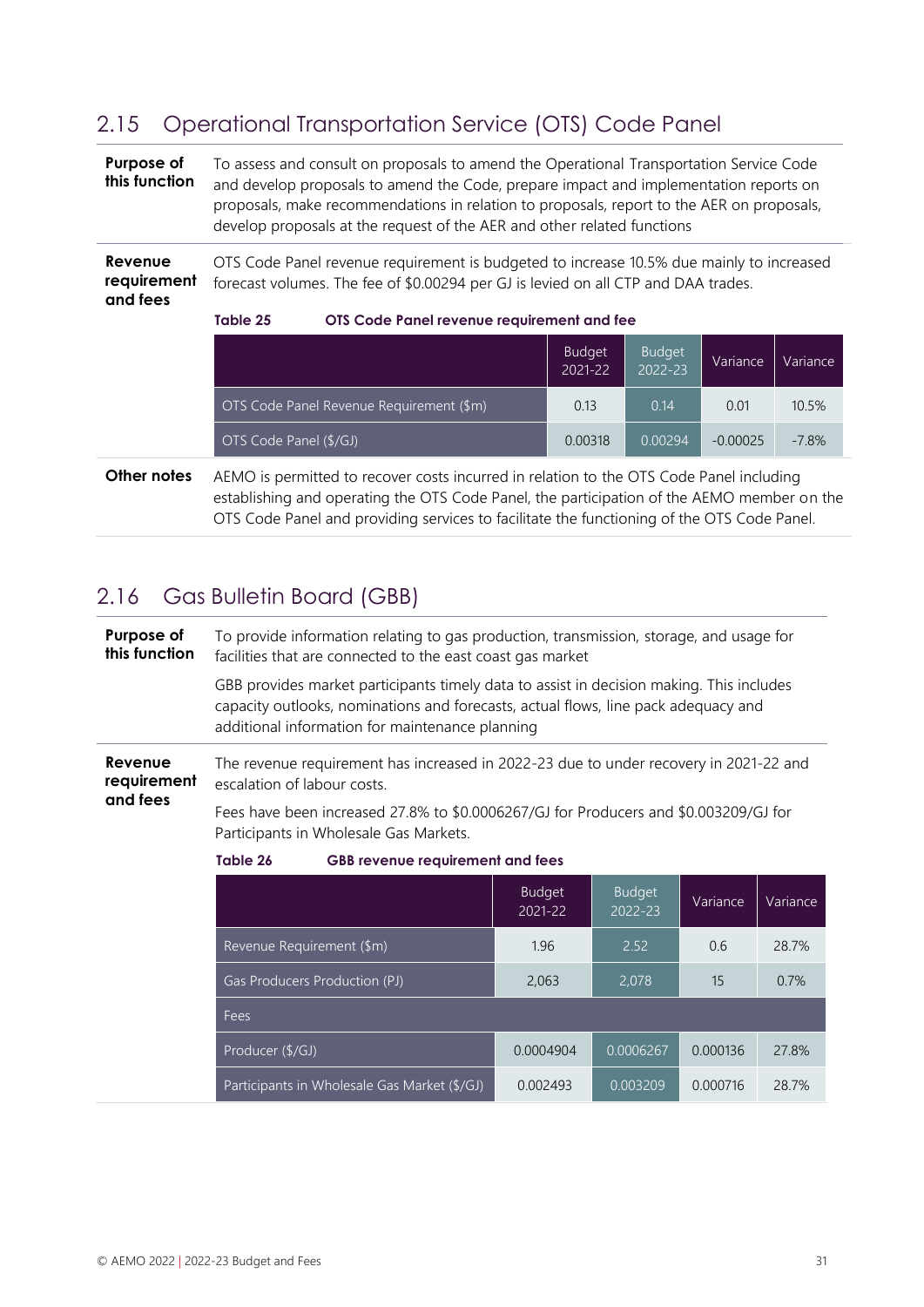## 2.15 Operational Transportation Service (OTS) Code Panel

**Purpose of this function**

To assess and consult on proposals to amend the Operational Transportation Service Code and develop proposals to amend the Code, prepare impact and implementation reports on proposals, make recommendations in relation to proposals, report to the AER on proposals, develop proposals at the request of the AER and other related functions

**Revenue requirement and fees**

OTS Code Panel revenue requirement is budgeted to increase 10.5% due mainly to increased forecast volumes. The fee of $0.00294 per GJ is levied on all CTP and DAA trades.

**Table 25 OTS Code Panel revenue requirement and fee**

| | Budget 2021-22 | Budget 2022-23 | Variance | Variance |
|---|---|---|---|---|
| OTS Code Panel Revenue Requirement ($m) | 0.13 | 0.14 | 0.01 | 10.5% |
| OTS Code Panel ($/GJ) | 0.00318 | 0.00294 | -0.00025 | -7.8% |

**Other notes**

AEMO is permitted to recover costs incurred in relation to the OTS Code Panel including establishing and operating the OTS Code Panel, the participation of the AEMO member on the OTS Code Panel and providing services to facilitate the functioning of the OTS Code Panel.

## 2.16 Gas Bulletin Board (GBB)

**Purpose of this function**

To provide information relating to gas production, transmission, storage, and usage for facilities that are connected to the east coast gas market

GBB provides market participants timely data to assist in decision making. This includes capacity outlooks, nominations and forecasts, actual flows, line pack adequacy and additional information for maintenance planning

**Revenue requirement and fees**

The revenue requirement has increased in 2022-23 due to under recovery in 2021-22 and escalation of labour costs.

Fees have been increased 27.8% to $0.0006267/GJ for Producers and $0.003209/GJ for Participants in Wholesale Gas Markets.

**Table 26 GBB revenue requirement and fees**

| | Budget 2021-22 | Budget 2022-23 | Variance | Variance |
|---|---|---|---|---|
| Revenue Requirement ($m) | 1.96 | 2.52 | 0.6 | 28.7% |
| Gas Producers Production (PJ) | 2,063 | 2,078 | 15 | 0.7% |
| Fees | | | | |
| Producer ($/GJ) | 0.0004904 | 0.0006267 | 0.000136 | 27.8% |
| Participants in Wholesale Gas Market ($/GJ) | 0.002493 | 0.003209 | 0.000716 | 28.7% |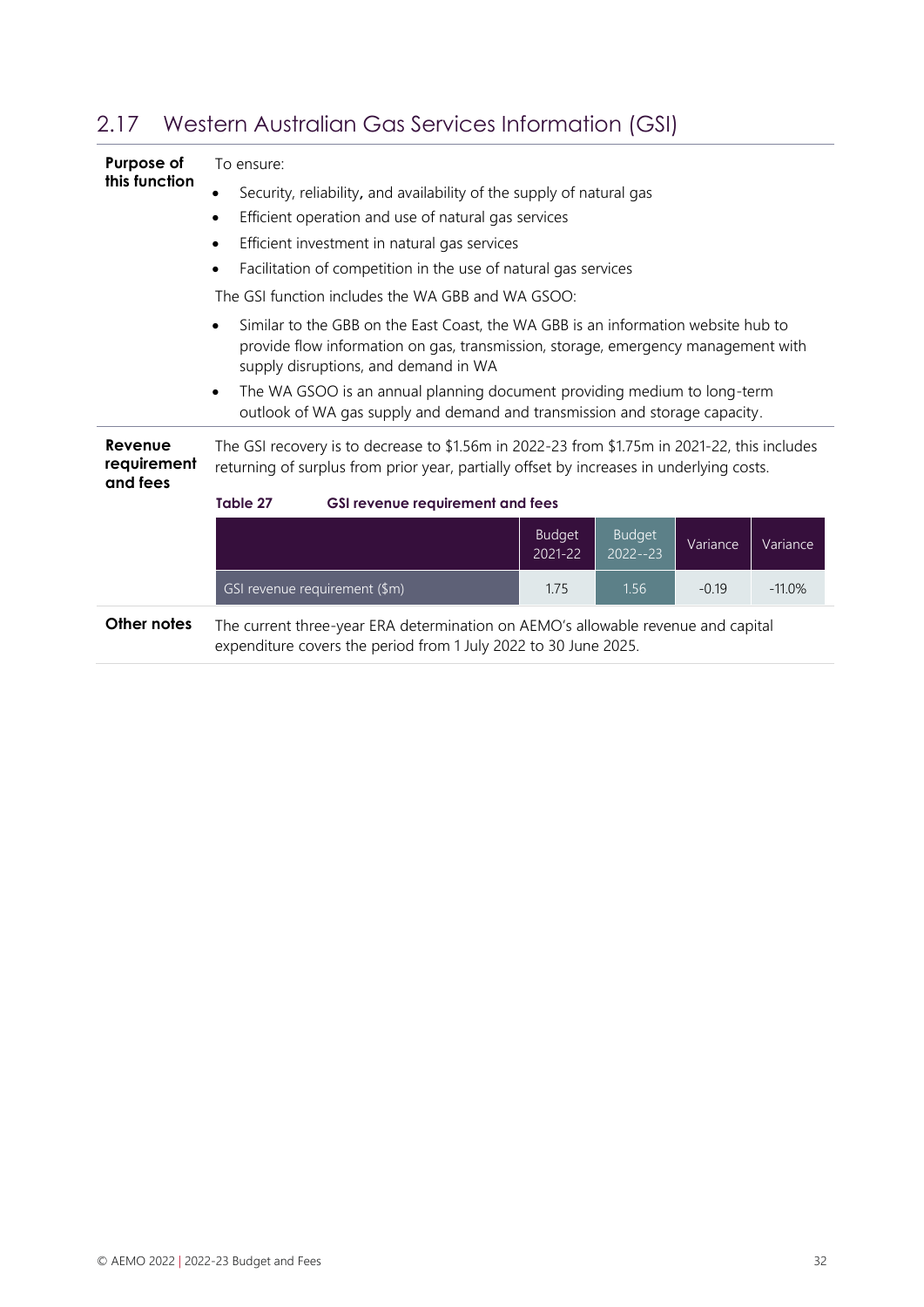## 2.17 Western Australian Gas Services Information (GSI)

**Purpose of this function**

To ensure:

- Security, reliability, and availability of the supply of natural gas
- Efficient operation and use of natural gas services
- Efficient investment in natural gas services
- Facilitation of competition in the use of natural gas services

The GSI function includes the WA GBB and WA GSOO:

- Similar to the GBB on the East Coast, the WA GBB is an information website hub to provide flow information on gas, transmission, storage, emergency management with supply disruptions, and demand in WA
- The WA GSOO is an annual planning document providing medium to long-term outlook of WA gas supply and demand and transmission and storage capacity.

**Revenue requirement and fees**

The GSI recovery is to decrease to $1.56m in 2022-23 from $1.75m in 2021-22, this includes returning of surplus from prior year, partially offset by increases in underlying costs.

**Table 27 GSI revenue requirement and fees**

| | Budget 2021-22 | Budget 2022--23 | Variance | Variance |
|---|---|---|---|---|
| GSI revenue requirement ($m) | 1.75 | 1.56 | -0.19 | -11.0% |

**Other notes**

The current three-year ERA determination on AEMO's allowable revenue and capital expenditure covers the period from 1 July 2022 to 30 June 2025.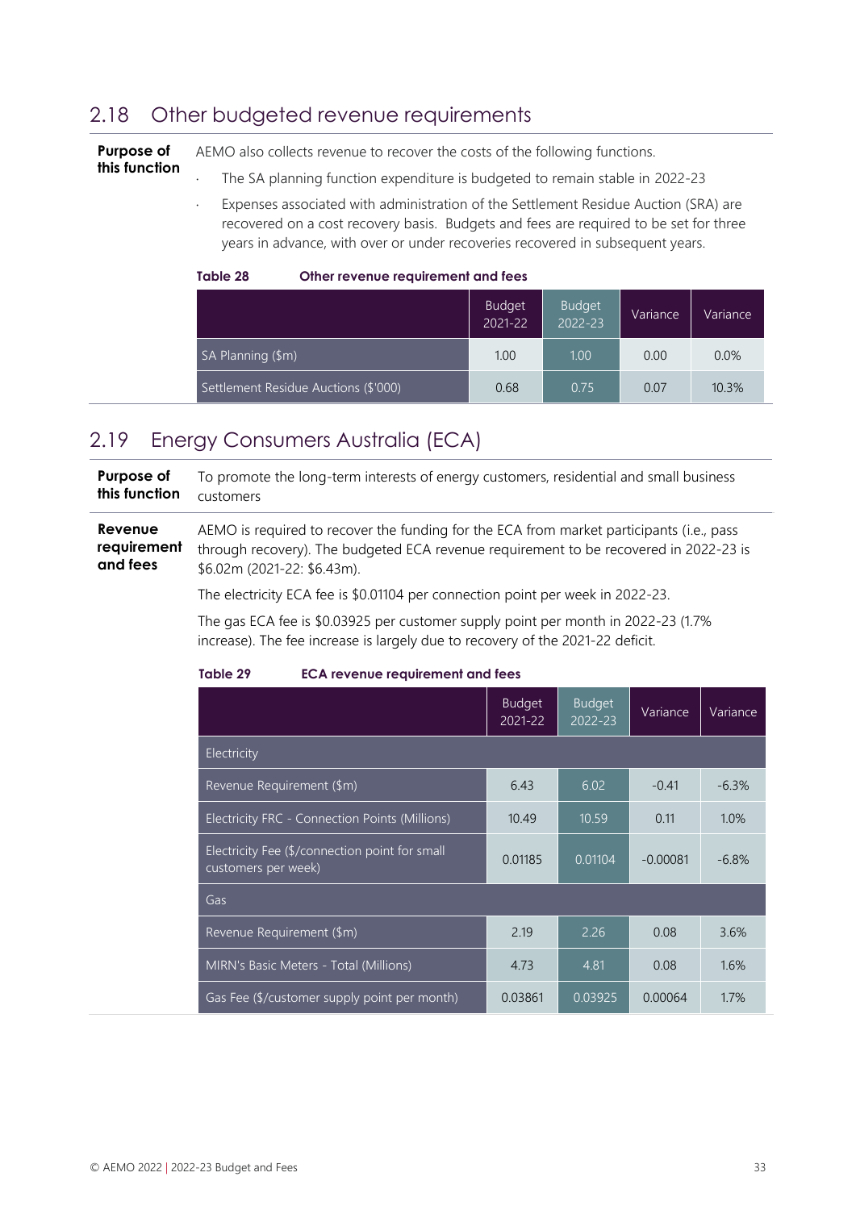## 2.18 Other budgeted revenue requirements

**Purpose of this function**

AEMO also collects revenue to recover the costs of the following functions.

- The SA planning function expenditure is budgeted to remain stable in 2022-23
- Expenses associated with administration of the Settlement Residue Auction (SRA) are recovered on a cost recovery basis. Budgets and fees are required to be set for three years in advance, with over or under recoveries recovered in subsequent years.

**Table 28 Other revenue requirement and fees**

| | Budget 2021-22 | Budget 2022-23 | Variance | Variance |
|---|---|---|---|---|
| SA Planning ($m) | 1.00 | 1.00 | 0.00 | 0.0% |
| Settlement Residue Auctions ($'000) | 0.68 | 0.75 | 0.07 | 10.3% |

## 2.19 Energy Consumers Australia (ECA)

**Purpose of this function**

To promote the long-term interests of energy customers, residential and small business customers

**Revenue requirement and fees**

AEMO is required to recover the funding for the ECA from market participants (i.e., pass through recovery). The budgeted ECA revenue requirement to be recovered in 2022-23 is $6.02m (2021-22: $6.43m).

The electricity ECA fee is $0.01104 per connection point per week in 2022-23.

The gas ECA fee is $0.03925 per customer supply point per month in 2022-23 (1.7% increase). The fee increase is largely due to recovery of the 2021-22 deficit.

**Table 29 ECA revenue requirement and fees**

| | Budget 2021-22 | Budget 2022-23 | Variance | Variance |
|---|---|---|---|---|
| Electricity | | | | |
| Revenue Requirement ($m) | 6.43 | 6.02 | -0.41 | -6.3% |
| Electricity FRC - Connection Points (Millions) | 10.49 | 10.59 | 0.11 | 1.0% |
| Electricity Fee ($/connection point for small customers per week) | 0.01185 | 0.01104 | -0.00081 | -6.8% |
| Gas | | | | |
| Revenue Requirement ($m) | 2.19 | 2.26 | 0.08 | 3.6% |
| MIRN's Basic Meters - Total (Millions) | 4.73 | 4.81 | 0.08 | 1.6% |
| Gas Fee ($/customer supply point per month) | 0.03861 | 0.03925 | 0.00064 | 1.7% |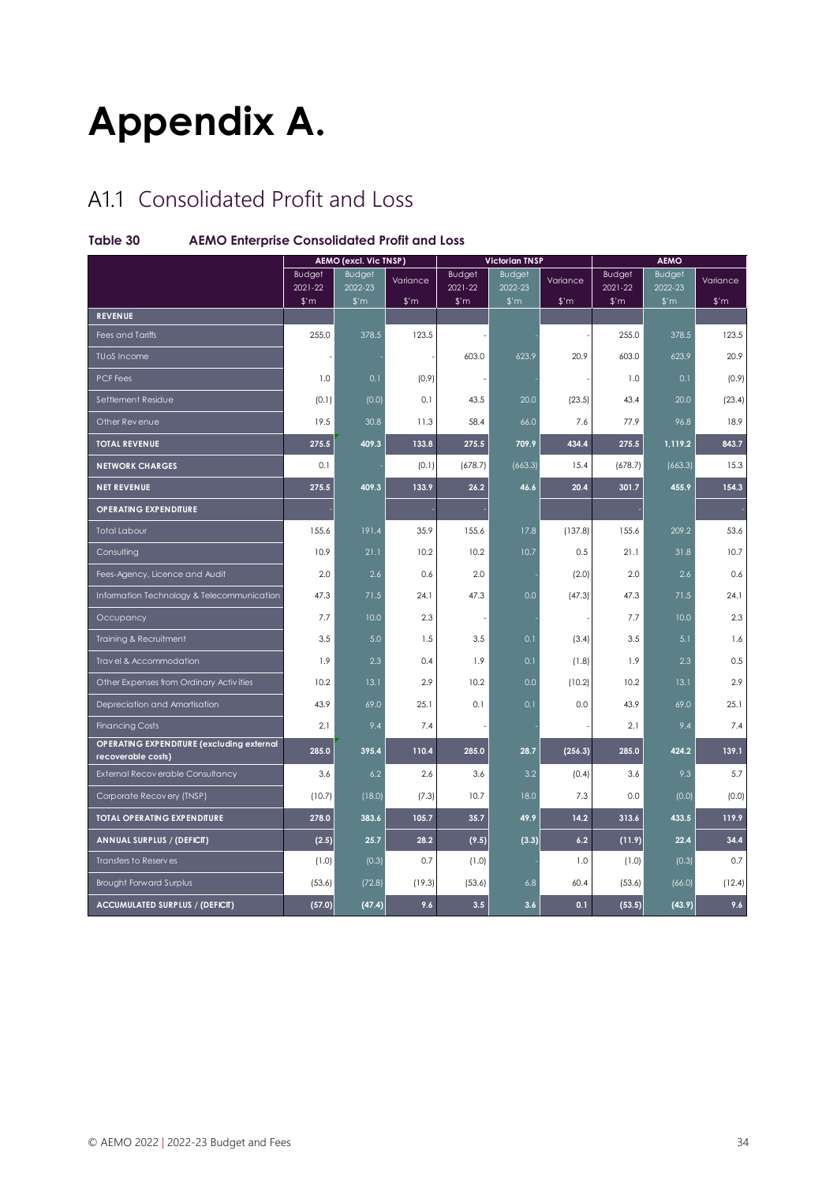# Appendix A.

## A1.1 Consolidated Profit and Loss

**Table 30 AEMO Enterprise Consolidated Profit and Loss**

| | AEMO (excl. Vic TNSP) | | | Victorian TNSP | | | AEMO | | |
|---|---|---|---|---|---|---|---|---|---|
| | Budget 2021-22 $'m | Budget 2022-23 $'m | Variance $'m | Budget 2021-22 $'m | Budget 2022-23 $'m | Variance $'m | Budget 2021-22 $'m | Budget 2022-23 $'m | Variance $'m |
| **REVENUE** | | | | | | | | | |
| Fees and Tariffs | 255.0 | 378.5 | 123.5 | - | - | - | 255.0 | 378.5 | 123.5 |
| TUoS Income | - | - | - | 603.0 | 623.9 | 20.9 | 603.0 | 623.9 | 20.9 |
| PCF Fees | 1.0 | 0.1 | (0.9) | - | - | - | 1.0 | 0.1 | (0.9) |
| Settlement Residue | (0.1) | (0.0) | 0.1 | 43.5 | 20.0 | (23.5) | 43.4 | 20.0 | (23.4) |
| Other Revenue | 19.5 | 30.8 | 11.3 | 58.4 | 66.0 | 7.6 | 77.9 | 96.8 | 18.9 |
| **TOTAL REVENUE** | **275.5** | **409.3** | **133.8** | **275.5** | **709.9** | **434.4** | **275.5** | **1,119.2** | **843.7** |
| **NETWORK CHARGES** | 0.1 | - | (0.1) | (678.7) | (663.3) | 15.4 | (678.7) | (663.3) | 15.3 |
| **NET REVENUE** | **275.5** | **409.3** | **133.9** | **26.2** | **46.6** | **20.4** | **301.7** | **455.9** | **154.3** |
| **OPERATING EXPENDITURE** | | | | | | | | | - |
| Total Labour | 155.6 | 191.4 | 35.9 | 155.6 | 17.8 | (137.8) | 155.6 | 209.2 | 53.6 |
| Consulting | 10.9 | 21.1 | 10.2 | 10.2 | 10.7 | 0.5 | 21.1 | 31.8 | 10.7 |
| Fees-Agency, Licence and Audit | 2.0 | 2.6 | 0.6 | 2.0 | - | (2.0) | 2.0 | 2.6 | 0.6 |
| Information Technology & Telecommunication | 47.3 | 71.5 | 24.1 | 47.3 | 0.0 | (47.3) | 47.3 | 71.5 | 24.1 |
| Occupancy | 7.7 | 10.0 | 2.3 | - | - | - | 7.7 | 10.0 | 2.3 |
| Training & Recruitment | 3.5 | 5.0 | 1.5 | 3.5 | 0.1 | (3.4) | 3.5 | 5.1 | 1.6 |
| Travel & Accommodation | 1.9 | 2.3 | 0.4 | 1.9 | 0.1 | (1.8) | 1.9 | 2.3 | 0.5 |
| Other Expenses from Ordinary Activities | 10.2 | 13.1 | 2.9 | 10.2 | 0.0 | (10.2) | 10.2 | 13.1 | 2.9 |
| Depreciation and Amortisation | 43.9 | 69.0 | 25.1 | 0.1 | 0.1 | 0.0 | 43.9 | 69.0 | 25.1 |
| Financing Costs | 2.1 | 9.4 | 7.4 | - | - | - | 2.1 | 9.4 | 7.4 |
| **OPERATING EXPENDITURE (excluding external recoverable costs)** | **285.0** | **395.4** | **110.4** | **285.0** | **28.7** | **(256.3)** | **285.0** | **424.2** | **139.1** |
| External Recoverable Consultancy | 3.6 | 6.2 | 2.6 | 3.6 | 3.2 | (0.4) | 3.6 | 9.3 | 5.7 |
| Corporate Recovery (TNSP) | (10.7) | (18.0) | (7.3) | 10.7 | 18.0 | 7.3 | 0.0 | (0.0) | (0.0) |
| **TOTAL OPERATING EXPENDITURE** | **278.0** | **383.6** | **105.7** | **35.7** | **49.9** | **14.2** | **313.6** | **433.5** | **119.9** |
| **ANNUAL SURPLUS / (DEFICIT)** | **(2.5)** | **25.7** | **28.2** | **(9.5)** | **(3.3)** | **6.2** | **(11.9)** | **22.4** | **34.4** |
| Transfers to Reserves | (1.0) | (0.3) | 0.7 | (1.0) | - | 1.0 | (1.0) | (0.3) | 0.7 |
| Brought Forward Surplus | (53.6) | (72.8) | (19.3) | (53.6) | 6.8 | 60.4 | (53.6) | (66.0) | (12.4) |
| **ACCUMULATED SURPLUS / (DEFICIT)** | **(57.0)** | **(47.4)** | **9.6** | **3.5** | **3.6** | **0.1** | **(53.5)** | **(43.9)** | **9.6** |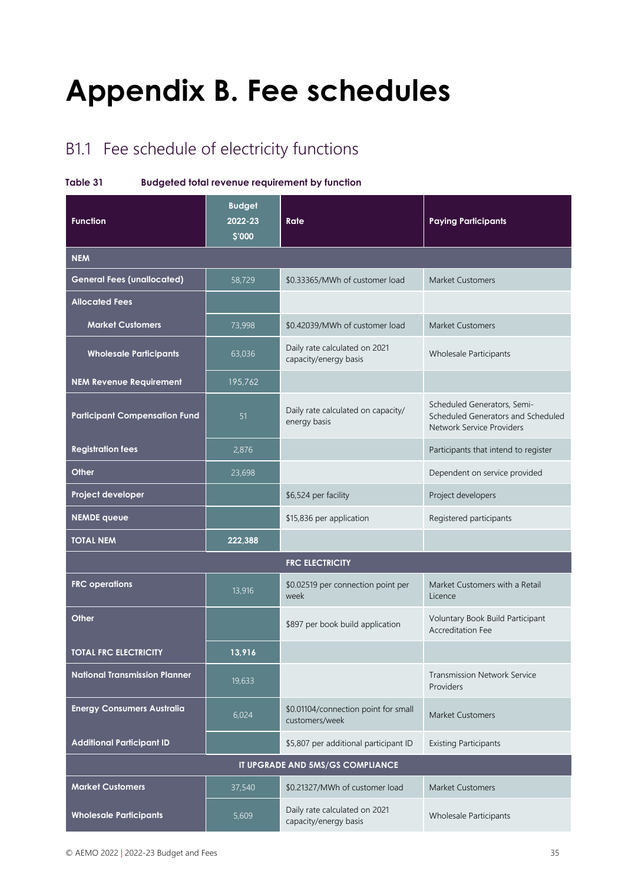# Appendix B. Fee schedules

## B1.1 Fee schedule of electricity functions

**Table 31 Budgeted total revenue requirement by function**

| Function | Budget 2022-23 $'000 | Rate | Paying Participants |
|---|---|---|---|
| **NEM** | | | |
| **General Fees (unallocated)** | 58,729 | $0.33365/MWh of customer load | Market Customers |
| **Allocated Fees** | | | |
| **Market Customers** | 73,998 | $0.42039/MWh of customer load | Market Customers |
| **Wholesale Participants** | 63,036 | Daily rate calculated on 2021 capacity/energy basis | Wholesale Participants |
| **NEM Revenue Requirement** | 195,762 | | |
| **Participant Compensation Fund** | 51 | Daily rate calculated on capacity/ energy basis | Scheduled Generators, Semi-Scheduled Generators and Scheduled Network Service Providers |
| **Registration fees** | 2,876 | | Participants that intend to register |
| **Other** | 23,698 | | Dependent on service provided |
| **Project developer** | | $6,524 per facility | Project developers |
| **NEMDE queue** | | $15,836 per application | Registered participants |
| **TOTAL NEM** | **222,388** | | |
| **FRC ELECTRICITY** | | | |
| **FRC operations** | 13,916 | $0.02519 per connection point per week | Market Customers with a Retail Licence |
| **Other** | | $897 per book build application | Voluntary Book Build Participant Accreditation Fee |
| **TOTAL FRC ELECTRICITY** | **13,916** | | |
| **National Transmission Planner** | 19,633 | | Transmission Network Service Providers |
| **Energy Consumers Australia** | 6,024 | $0.01104/connection point for small customers/week | Market Customers |
| **Additional Participant ID** | | $5,807 per additional participant ID | Existing Participants |
| **IT UPGRADE AND 5MS/GS COMPLIANCE** | | | |
| **Market Customers** | 37,540 | $0.21327/MWh of customer load | Market Customers |
| **Wholesale Participants** | 5,609 | Daily rate calculated on 2021 capacity/energy basis | Wholesale Participants |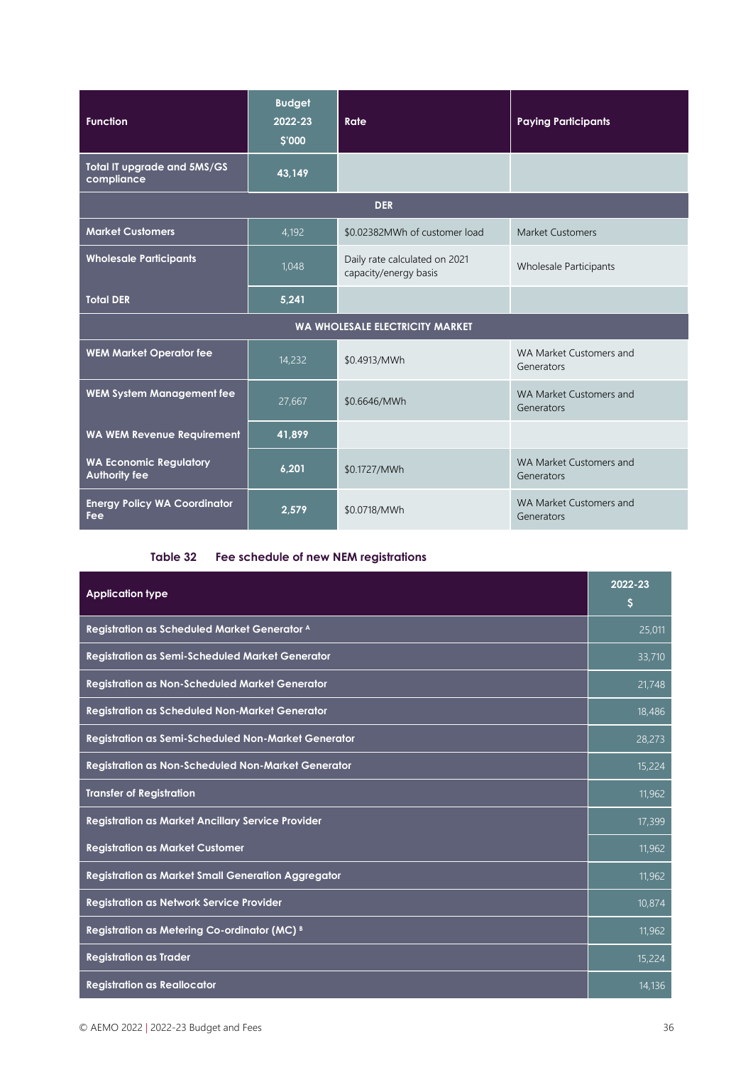| Function | Budget 2022-23 $'000 | Rate | Paying Participants |
|---|---|---|---|
| **Total IT upgrade and 5MS/GS compliance** | **43,149** | | |
| **DER** | | | |
| **Market Customers** | 4,192 | $0.02382MWh of customer load | Market Customers |
| **Wholesale Participants** | 1,048 | Daily rate calculated on 2021 capacity/energy basis | Wholesale Participants |
| **Total DER** | **5,241** | | |
| **WA WHOLESALE ELECTRICITY MARKET** | | | |
| **WEM Market Operator fee** | 14,232 | $0.4913/MWh | WA Market Customers and Generators |
| **WEM System Management fee** | 27,667 | $0.6646/MWh | WA Market Customers and Generators |
| **WA WEM Revenue Requirement** | **41,899** | | |
| **WA Economic Regulatory Authority fee** | **6,201** | $0.1727/MWh | WA Market Customers and Generators |
| **Energy Policy WA Coordinator Fee** | **2,579** | $0.0718/MWh | WA Market Customers and Generators |

**Table 32 Fee schedule of new NEM registrations**

| Application type | 2022-23 $ |
|---|---|
| Registration as Scheduled Market Generator [A] | 25,011 |
| Registration as Semi-Scheduled Market Generator | 33,710 |
| Registration as Non-Scheduled Market Generator | 21,748 |
| Registration as Scheduled Non-Market Generator | 18,486 |
| Registration as Semi-Scheduled Non-Market Generator | 28,273 |
| Registration as Non-Scheduled Non-Market Generator | 15,224 |
| Transfer of Registration | 11,962 |
| Registration as Market Ancillary Service Provider | 17,399 |
| Registration as Market Customer | 11,962 |
| Registration as Market Small Generation Aggregator | 11,962 |
| Registration as Network Service Provider | 10,874 |
| Registration as Metering Co-ordinator (MC) [B] | 11,962 |
| Registration as Trader | 15,224 |
| Registration as Reallocator | 14,136 |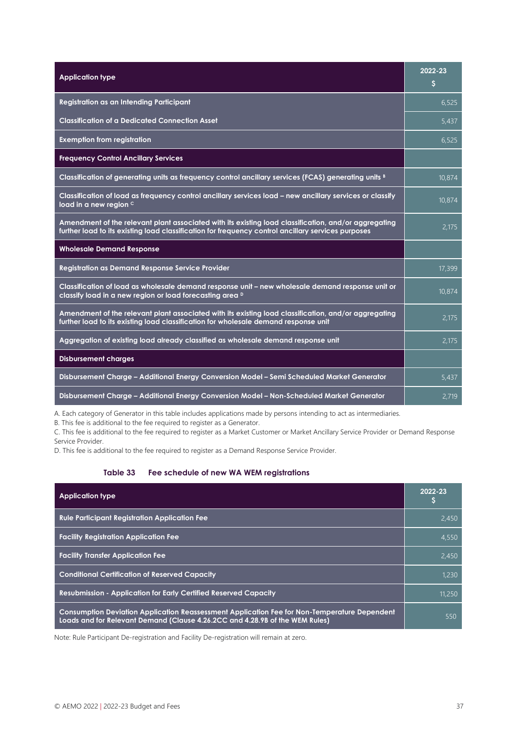| Application type | 2022-23 $ |
|---|---|
| Registration as an Intending Participant | 6,525 |
| Classification of a Dedicated Connection Asset | 5,437 |
| Exemption from registration | 6,525 |
| **Frequency Control Ancillary Services** | |
| Classification of generating units as frequency control ancillary services (FCAS) generating units [B] | 10,874 |
| Classification of load as frequency control ancillary services load – new ancillary services or classify load in a new region [C] | 10,874 |
| Amendment of the relevant plant associated with its existing load classification, and/or aggregating further load to its existing load classification for frequency control ancillary services purposes | 2,175 |
| **Wholesale Demand Response** | |
| Registration as Demand Response Service Provider | 17,399 |
| Classification of load as wholesale demand response unit – new wholesale demand response unit or classify load in a new region or load forecasting area [D] | 10,874 |
| Amendment of the relevant plant associated with its existing load classification, and/or aggregating further load to its existing load classification for wholesale demand response unit | 2,175 |
| Aggregation of existing load already classified as wholesale demand response unit | 2,175 |
| **Disbursement charges** | |
| Disbursement Charge – Additional Energy Conversion Model – Semi Scheduled Market Generator | 5,437 |
| Disbursement Charge – Additional Energy Conversion Model – Non-Scheduled Market Generator | 2,719 |

A. Each category of Generator in this table includes applications made by persons intending to act as intermediaries.

B. This fee is additional to the fee required to register as a Generator.

C. This fee is additional to the fee required to register as a Market Customer or Market Ancillary Service Provider or Demand Response Service Provider.

D. This fee is additional to the fee required to register as a Demand Response Service Provider.

**Table 33 Fee schedule of new WA WEM registrations**

| Application type | 2022-23 $ |
|---|---|
| Rule Participant Registration Application Fee | 2,450 |
| Facility Registration Application Fee | 4,550 |
| Facility Transfer Application Fee | 2,450 |
| Conditional Certification of Reserved Capacity | 1,230 |
| Resubmission - Application for Early Certified Reserved Capacity | 11,250 |
| Consumption Deviation Application Reassessment Application Fee for Non-Temperature Dependent Loads and for Relevant Demand (Clause 4.26.2CC and 4.28.9B of the WEM Rules) | 550 |

Note: Rule Participant De-registration and Facility De-registration will remain at zero.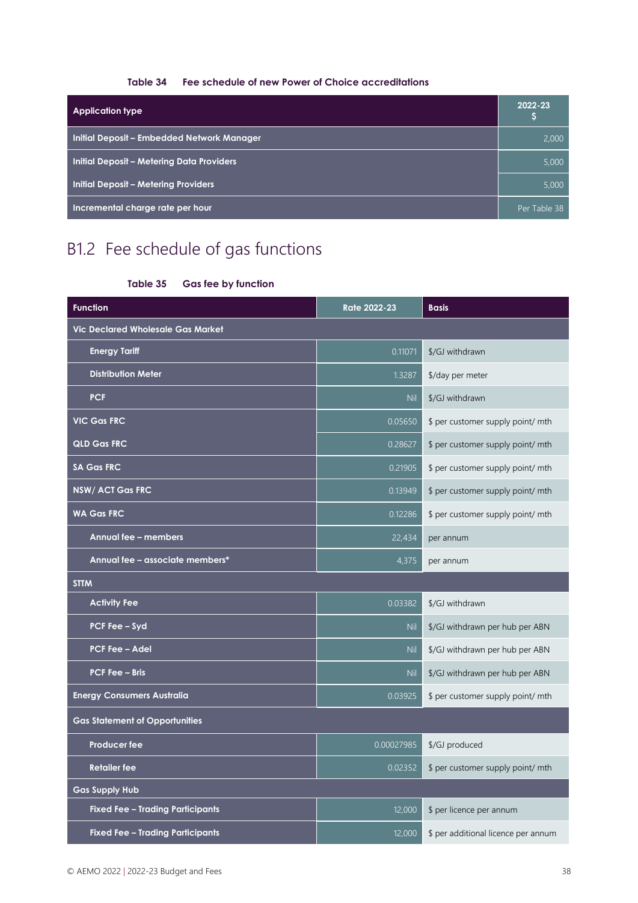**Table 34 Fee schedule of new Power of Choice accreditations**

| Application type | 2022-23 $ |
|---|---|
| Initial Deposit – Embedded Network Manager | 2,000 |
| Initial Deposit – Metering Data Providers | 5,000 |
| Initial Deposit – Metering Providers | 5,000 |
| Incremental charge rate per hour | Per Table 38 |

## B1.2 Fee schedule of gas functions

**Table 35 Gas fee by function**

| Function | Rate 2022-23 | Basis |
|---|---|---|
| **Vic Declared Wholesale Gas Market** | | |
| Energy Tariff | 0.11071 | $/GJ withdrawn |
| Distribution Meter | 1.3287 | $/day per meter |
| PCF | Nil | $/GJ withdrawn |
| **VIC Gas FRC** | 0.05650 | $ per customer supply point/ mth |
| **QLD Gas FRC** | 0.28627 | $ per customer supply point/ mth |
| **SA Gas FRC** | 0.21905 | $ per customer supply point/ mth |
| **NSW/ ACT Gas FRC** | 0.13949 | $ per customer supply point/ mth |
| **WA Gas FRC** | 0.12286 | $ per customer supply point/ mth |
| Annual fee – members | 22,434 | per annum |
| Annual fee – associate members* | 4,375 | per annum |
| **STTM** | | |
| Activity Fee | 0.03382 | $/GJ withdrawn |
| PCF Fee – Syd | Nil | $/GJ withdrawn per hub per ABN |
| PCF Fee – Adel | Nil | $/GJ withdrawn per hub per ABN |
| PCF Fee – Bris | Nil | $/GJ withdrawn per hub per ABN |
| **Energy Consumers Australia** | 0.03925 | $ per customer supply point/ mth |
| **Gas Statement of Opportunities** | | |
| Producer fee | 0.00027985 | $/GJ produced |
| Retailer fee | 0.02352 | $ per customer supply point/ mth |
| **Gas Supply Hub** | | |
| Fixed Fee – Trading Participants | 12,000 | $ per licence per annum |
| Fixed Fee – Trading Participants | 12,000 | $ per additional licence per annum |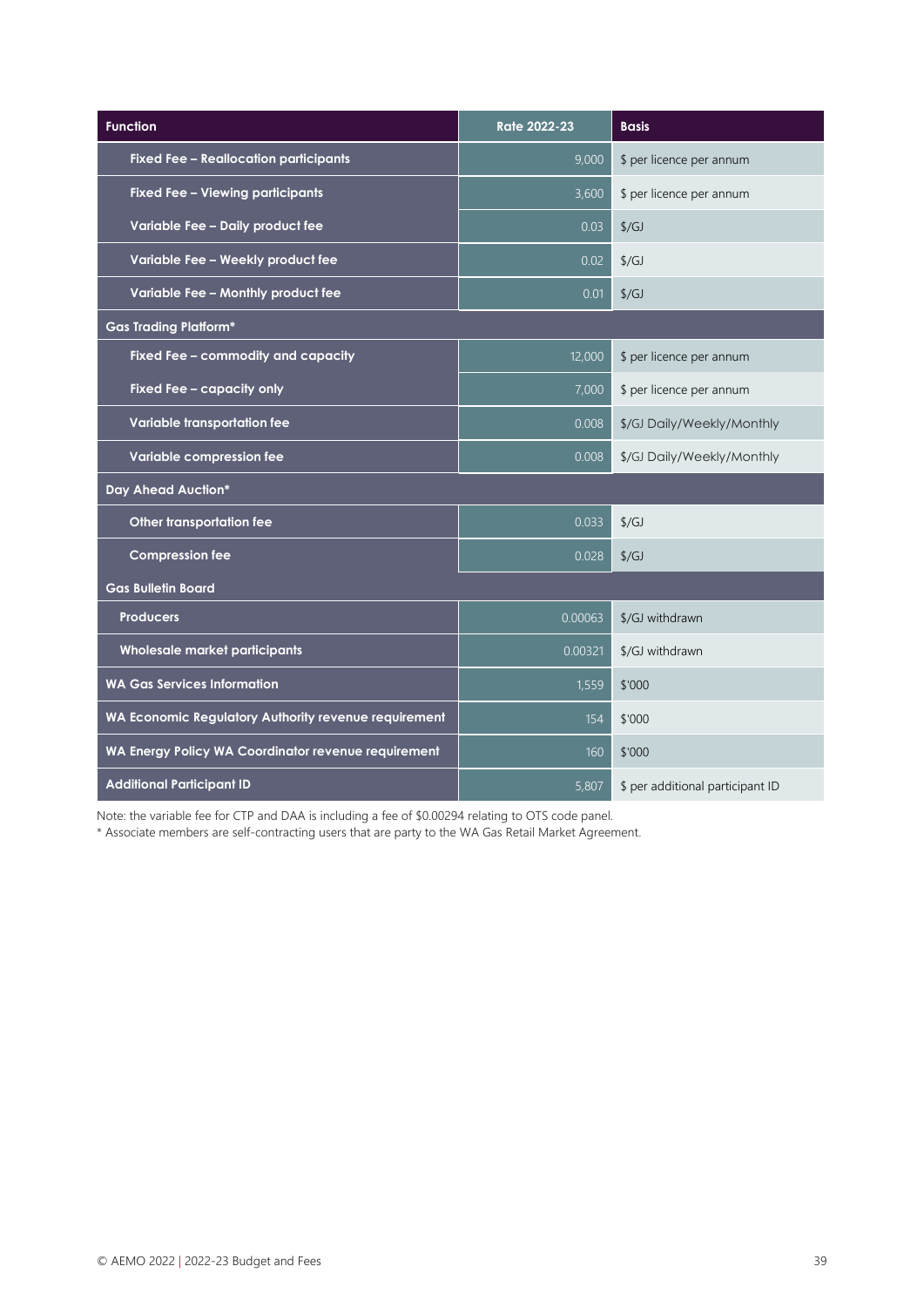| Function | Rate 2022-23 | Basis |
|---|---|---|
| Fixed Fee – Reallocation participants | 9,000 | $ per licence per annum |
| Fixed Fee – Viewing participants | 3,600 | $ per licence per annum |
| Variable Fee – Daily product fee | 0.03 | $/GJ |
| Variable Fee – Weekly product fee | 0.02 | $/GJ |
| Variable Fee – Monthly product fee | 0.01 | $/GJ |
| **Gas Trading Platform*** | | |
| Fixed Fee – commodity and capacity | 12,000 | $ per licence per annum |
| Fixed Fee – capacity only | 7,000 | $ per licence per annum |
| Variable transportation fee | 0.008 | $/GJ Daily/Weekly/Monthly |
| Variable compression fee | 0.008 | $/GJ Daily/Weekly/Monthly |
| **Day Ahead Auction*** | | |
| Other transportation fee | 0.033 | $/GJ |
| Compression fee | 0.028 | $/GJ |
| **Gas Bulletin Board** | | |
| Producers | 0.00063 | $/GJ withdrawn |
| Wholesale market participants | 0.00321 | $/GJ withdrawn |
| **WA Gas Services Information** | 1,559 | $'000 |
| **WA Economic Regulatory Authority revenue requirement** | 154 | $'000 |
| **WA Energy Policy WA Coordinator revenue requirement** | 160 | $'000 |
| **Additional Participant ID** | 5,807 | $ per additional participant ID |

Note: the variable fee for CTP and DAA is including a fee of $0.00294 relating to OTS code panel.

* Associate members are self-contracting users that are party to the WA Gas Retail Market Agreement.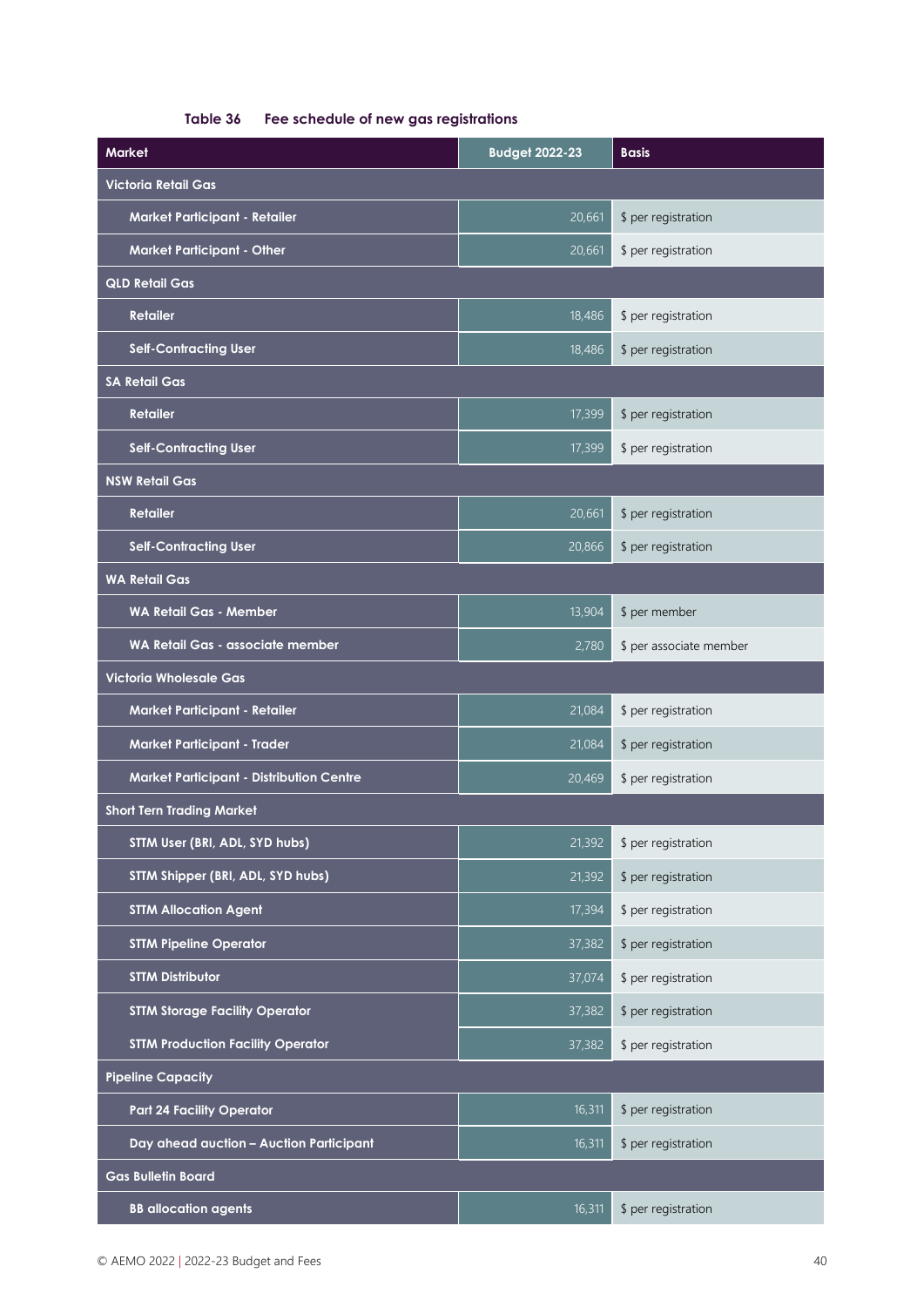**Table 36 Fee schedule of new gas registrations**

| Market | Budget 2022-23 | Basis |
|---|---|---|
| **Victoria Retail Gas** | | |
| Market Participant - Retailer | 20,661 | $ per registration |
| Market Participant - Other | 20,661 | $ per registration |
| **QLD Retail Gas** | | |
| Retailer | 18,486 | $ per registration |
| Self-Contracting User | 18,486 | $ per registration |
| **SA Retail Gas** | | |
| Retailer | 17,399 | $ per registration |
| Self-Contracting User | 17,399 | $ per registration |
| **NSW Retail Gas** | | |
| Retailer | 20,661 | $ per registration |
| Self-Contracting User | 20,866 | $ per registration |
| **WA Retail Gas** | | |
| WA Retail Gas - Member | 13,904 | $ per member |
| WA Retail Gas - associate member | 2,780 | $ per associate member |
| **Victoria Wholesale Gas** | | |
| Market Participant - Retailer | 21,084 | $ per registration |
| Market Participant - Trader | 21,084 | $ per registration |
| Market Participant - Distribution Centre | 20,469 | $ per registration |
| **Short Tern Trading Market** | | |
| STTM User (BRI, ADL, SYD hubs) | 21,392 | $ per registration |
| STTM Shipper (BRI, ADL, SYD hubs) | 21,392 | $ per registration |
| STTM Allocation Agent | 17,394 | $ per registration |
| STTM Pipeline Operator | 37,382 | $ per registration |
| STTM Distributor | 37,074 | $ per registration |
| STTM Storage Facility Operator | 37,382 | $ per registration |
| STTM Production Facility Operator | 37,382 | $ per registration |
| **Pipeline Capacity** | | |
| Part 24 Facility Operator | 16,311 | $ per registration |
| Day ahead auction – Auction Participant | 16,311 | $ per registration |
| **Gas Bulletin Board** | | |
| BB allocation agents | 16,311 | $ per registration |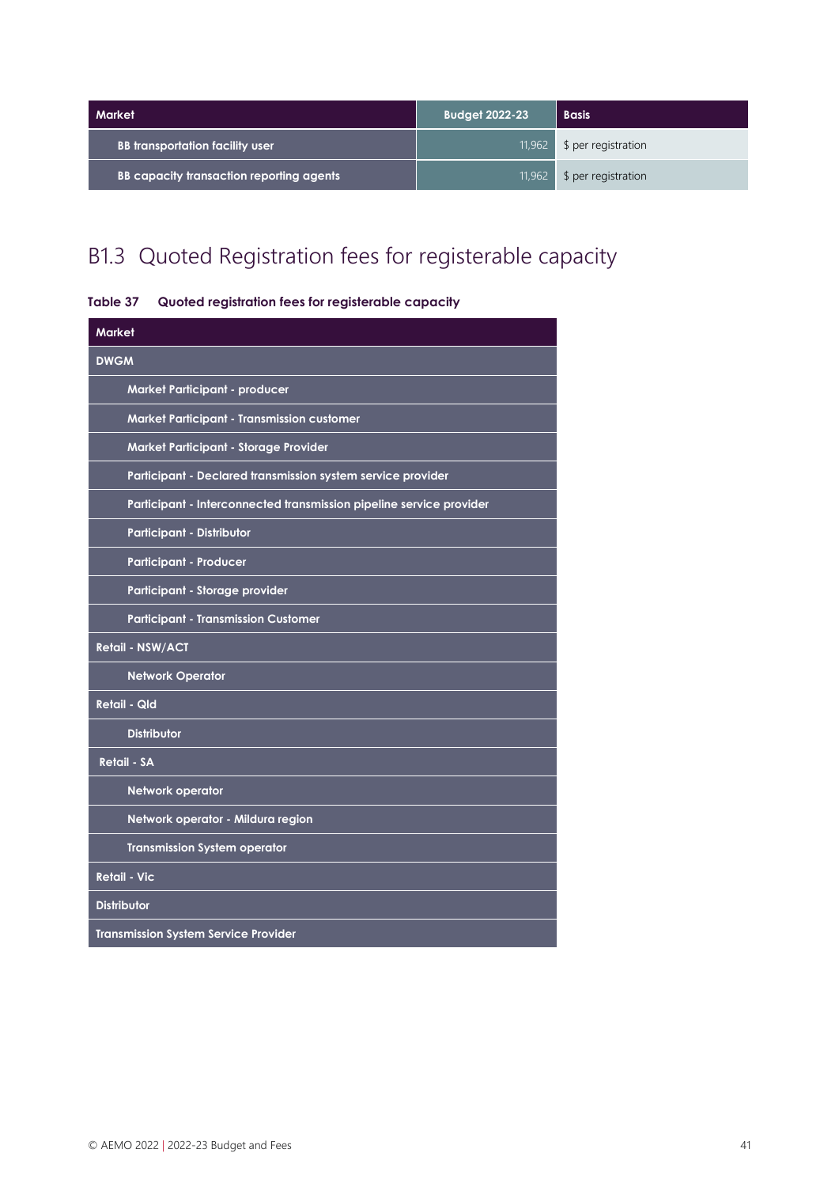| Market | Budget 2022-23 | Basis |
| --- | --- | --- |
| BB transportation facility user | 11,962 | $ per registration |
| BB capacity transaction reporting agents | 11,962 | $ per registration |

## B1.3 Quoted Registration fees for registerable capacity

**Table 37 Quoted registration fees for registerable capacity**

| Market |
| --- |
| DWGM |
| Market Participant - producer |
| Market Participant - Transmission customer |
| Market Participant - Storage Provider |
| Participant - Declared transmission system service provider |
| Participant - Interconnected transmission pipeline service provider |
| Participant - Distributor |
| Participant - Producer |
| Participant - Storage provider |
| Participant - Transmission Customer |
| Retail - NSW/ACT |
| Network Operator |
| Retail - Qld |
| Distributor |
| Retail - SA |
| Network operator |
| Network operator - Mildura region |
| Transmission System operator |
| Retail - Vic |
| Distributor |
| Transmission System Service Provider |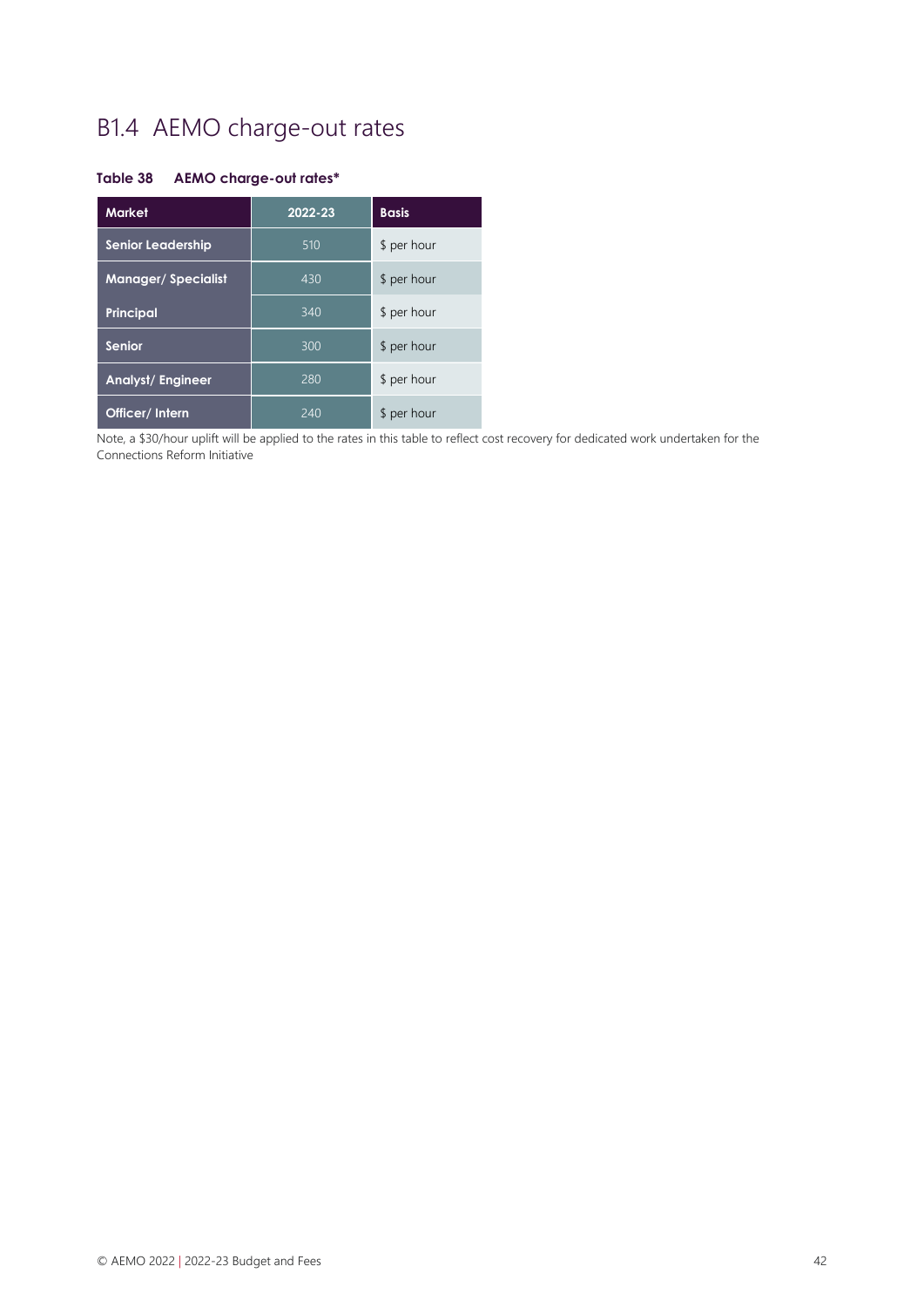## B1.4 AEMO charge-out rates

**Table 38 AEMO charge-out rates***

| Market | 2022-23 | Basis |
|---|---|---|
| Senior Leadership | 510 | $ per hour |
| Manager/ Specialist | 430 | $ per hour |
| Principal | 340 | $ per hour |
| Senior | 300 | $ per hour |
| Analyst/ Engineer | 280 | $ per hour |
| Officer/ Intern | 240 | $ per hour |

Note, a $30/hour uplift will be applied to the rates in this table to reflect cost recovery for dedicated work undertaken for the Connections Reform Initiative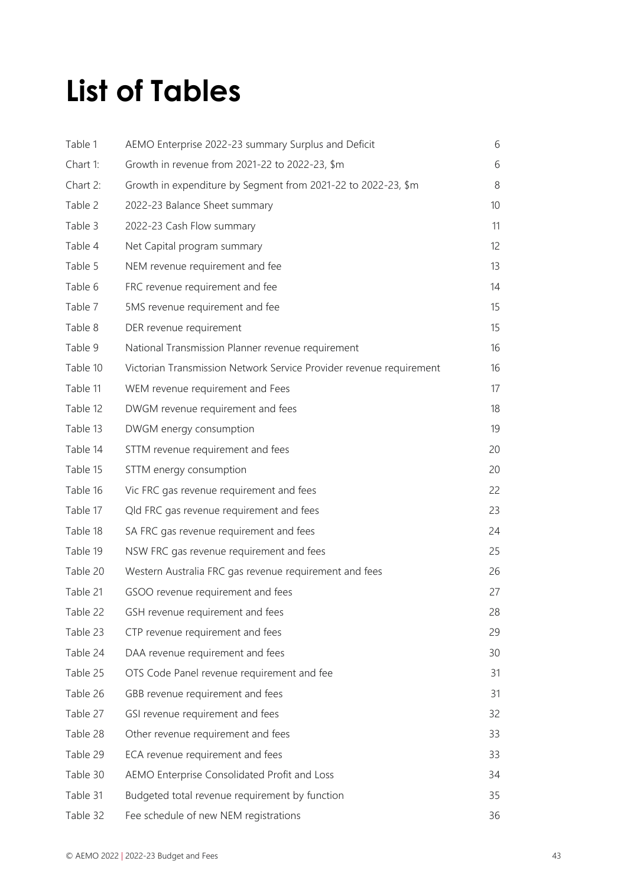# List of Tables

| | | |
|---|---|---|
| Table 1 | AEMO Enterprise 2022-23 summary Surplus and Deficit | 6 |
| Chart 1: | Growth in revenue from 2021-22 to 2022-23, $m | 6 |
| Chart 2: | Growth in expenditure by Segment from 2021-22 to 2022-23, $m | 8 |
| Table 2 | 2022-23 Balance Sheet summary | 10 |
| Table 3 | 2022-23 Cash Flow summary | 11 |
| Table 4 | Net Capital program summary | 12 |
| Table 5 | NEM revenue requirement and fee | 13 |
| Table 6 | FRC revenue requirement and fee | 14 |
| Table 7 | 5MS revenue requirement and fee | 15 |
| Table 8 | DER revenue requirement | 15 |
| Table 9 | National Transmission Planner revenue requirement | 16 |
| Table 10 | Victorian Transmission Network Service Provider revenue requirement | 16 |
| Table 11 | WEM revenue requirement and Fees | 17 |
| Table 12 | DWGM revenue requirement and fees | 18 |
| Table 13 | DWGM energy consumption | 19 |
| Table 14 | STTM revenue requirement and fees | 20 |
| Table 15 | STTM energy consumption | 20 |
| Table 16 | Vic FRC gas revenue requirement and fees | 22 |
| Table 17 | Qld FRC gas revenue requirement and fees | 23 |
| Table 18 | SA FRC gas revenue requirement and fees | 24 |
| Table 19 | NSW FRC gas revenue requirement and fees | 25 |
| Table 20 | Western Australia FRC gas revenue requirement and fees | 26 |
| Table 21 | GSOO revenue requirement and fees | 27 |
| Table 22 | GSH revenue requirement and fees | 28 |
| Table 23 | CTP revenue requirement and fees | 29 |
| Table 24 | DAA revenue requirement and fees | 30 |
| Table 25 | OTS Code Panel revenue requirement and fee | 31 |
| Table 26 | GBB revenue requirement and fees | 31 |
| Table 27 | GSI revenue requirement and fees | 32 |
| Table 28 | Other revenue requirement and fees | 33 |
| Table 29 | ECA revenue requirement and fees | 33 |
| Table 30 | AEMO Enterprise Consolidated Profit and Loss | 34 |
| Table 31 | Budgeted total revenue requirement by function | 35 |
| Table 32 | Fee schedule of new NEM registrations | 36 |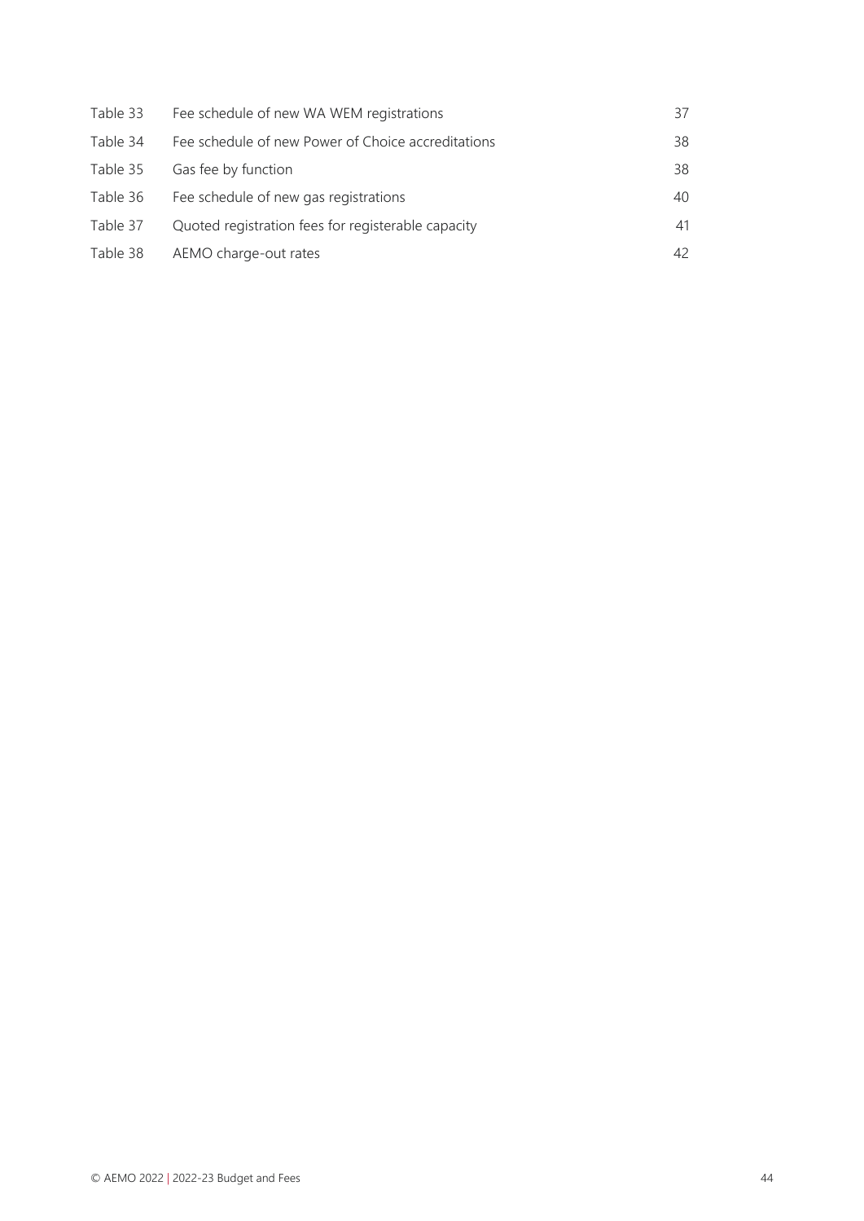| | | |
|---|---|---|
| Table 33 | Fee schedule of new WA WEM registrations | 37 |
| Table 34 | Fee schedule of new Power of Choice accreditations | 38 |
| Table 35 | Gas fee by function | 38 |
| Table 36 | Fee schedule of new gas registrations | 40 |
| Table 37 | Quoted registration fees for registerable capacity | 41 |
| Table 38 | AEMO charge-out rates | 42 |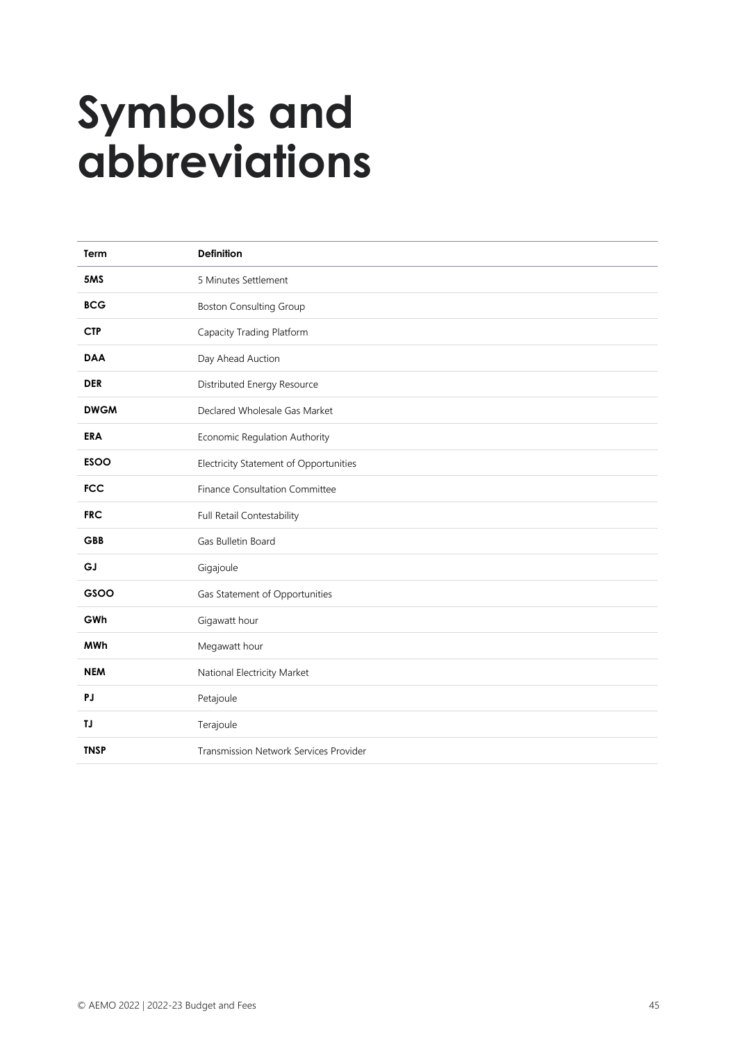# Symbols and abbreviations

| Term | Definition |
|---|---|
| **5MS** | 5 Minutes Settlement |
| **BCG** | Boston Consulting Group |
| **CTP** | Capacity Trading Platform |
| **DAA** | Day Ahead Auction |
| **DER** | Distributed Energy Resource |
| **DWGM** | Declared Wholesale Gas Market |
| **ERA** | Economic Regulation Authority |
| **ESOO** | Electricity Statement of Opportunities |
| **FCC** | Finance Consultation Committee |
| **FRC** | Full Retail Contestability |
| **GBB** | Gas Bulletin Board |
| **GJ** | Gigajoule |
| **GSOO** | Gas Statement of Opportunities |
| **GWh** | Gigawatt hour |
| **MWh** | Megawatt hour |
| **NEM** | National Electricity Market |
| **PJ** | Petajoule |
| **TJ** | Terajoule |
| **TNSP** | Transmission Network Services Provider |